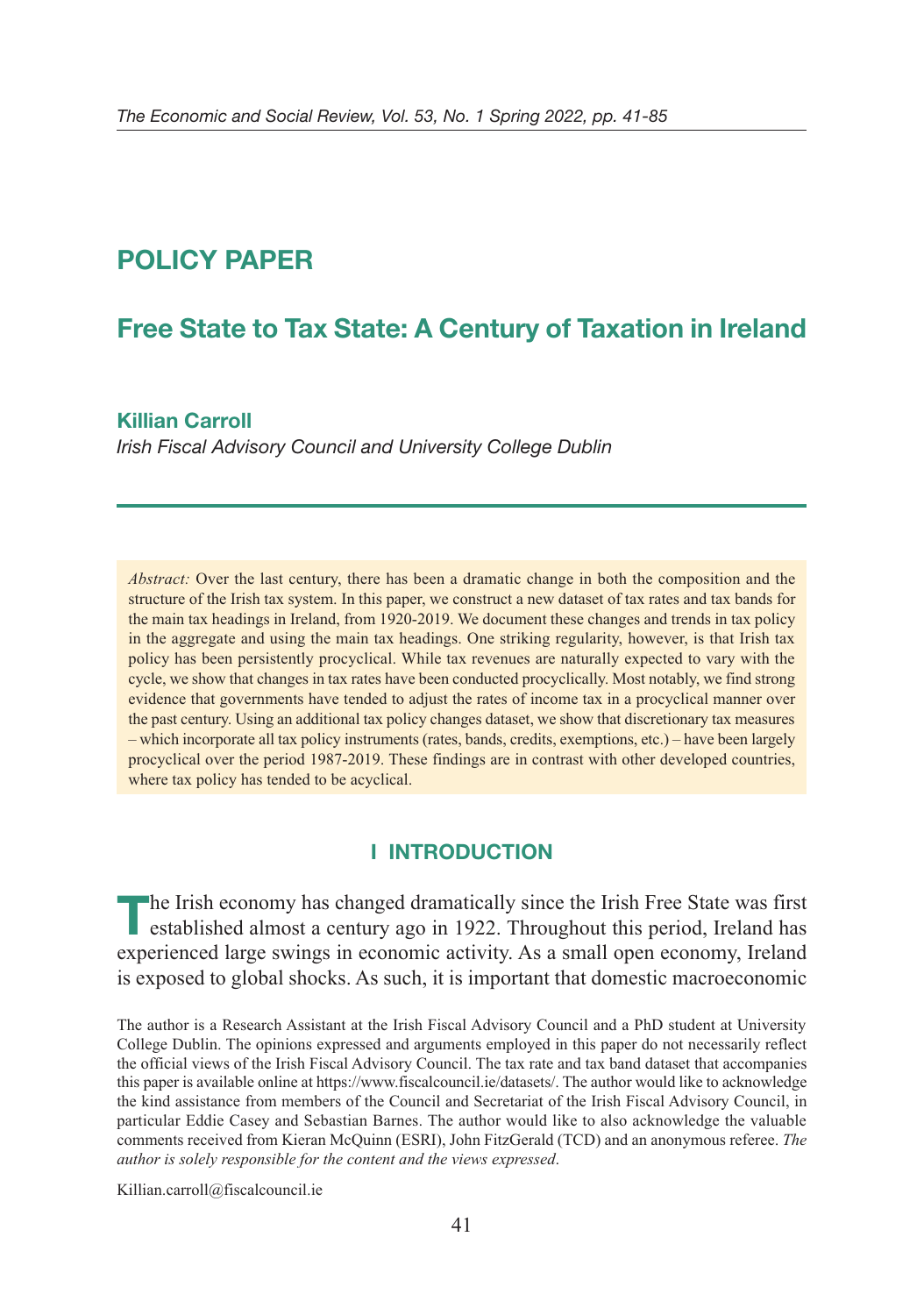# POLICY PAPER

# Free State to Tax State: A Century of Taxation in Ireland

**Killian Carroll**

*Irish Fiscal Advisory Council and University College Dublin*

*Abstract:* Over the last century, there has been a dramatic change in both the composition and the structure of the Irish tax system. In this paper, we construct a new dataset of tax rates and tax bands for the main tax headings in Ireland, from 1920-2019. We document these changes and trends in tax policy in the aggregate and using the main tax headings. One striking regularity, however, is that Irish tax policy has been persistently procyclical. While tax revenues are naturally expected to vary with the cycle, we show that changes in tax rates have been conducted procyclically. Most notably, we find strong evidence that governments have tended to adjust the rates of income tax in a procyclical manner over the past century. Using an additional tax policy changes dataset, we show that discretionary tax measures – which incorporate all tax policy instruments (rates, bands, credits, exemptions, etc.) – have been largely procyclical over the period 1987-2019. These findings are in contrast with other developed countries, where tax policy has tended to be acyclical.

## I INTRODUCTION

The Irish economy has changed dramatically since the Irish Free State was first established almost a century ago in 1922. Throughout this period, Ireland has experienced large swings in economic activity. As a small open economy, Ireland is exposed to global shocks. As such, it is important that domestic macroeconomic

The author is a Research Assistant at the Irish Fiscal Advisory Council and a PhD student at University College Dublin. The opinions expressed and arguments employed in this paper do not necessarily reflect the official views of the Irish Fiscal Advisory Council. The tax rate and tax band dataset that accompanies this paper is available online at https://www.fiscalcouncil.ie/datasets/. The author would like to acknowledge the kind assistance from members of the Council and Secretariat of the Irish Fiscal Advisory Council, in particular Eddie Casey and Sebastian Barnes. The author would like to also acknowledge the valuable comments received from Kieran McQuinn (ESRI), John FitzGerald (TCD) and an anonymous referee. *The author is solely responsible for the content and the views expressed*.

Killian.carroll@fiscalcouncil.ie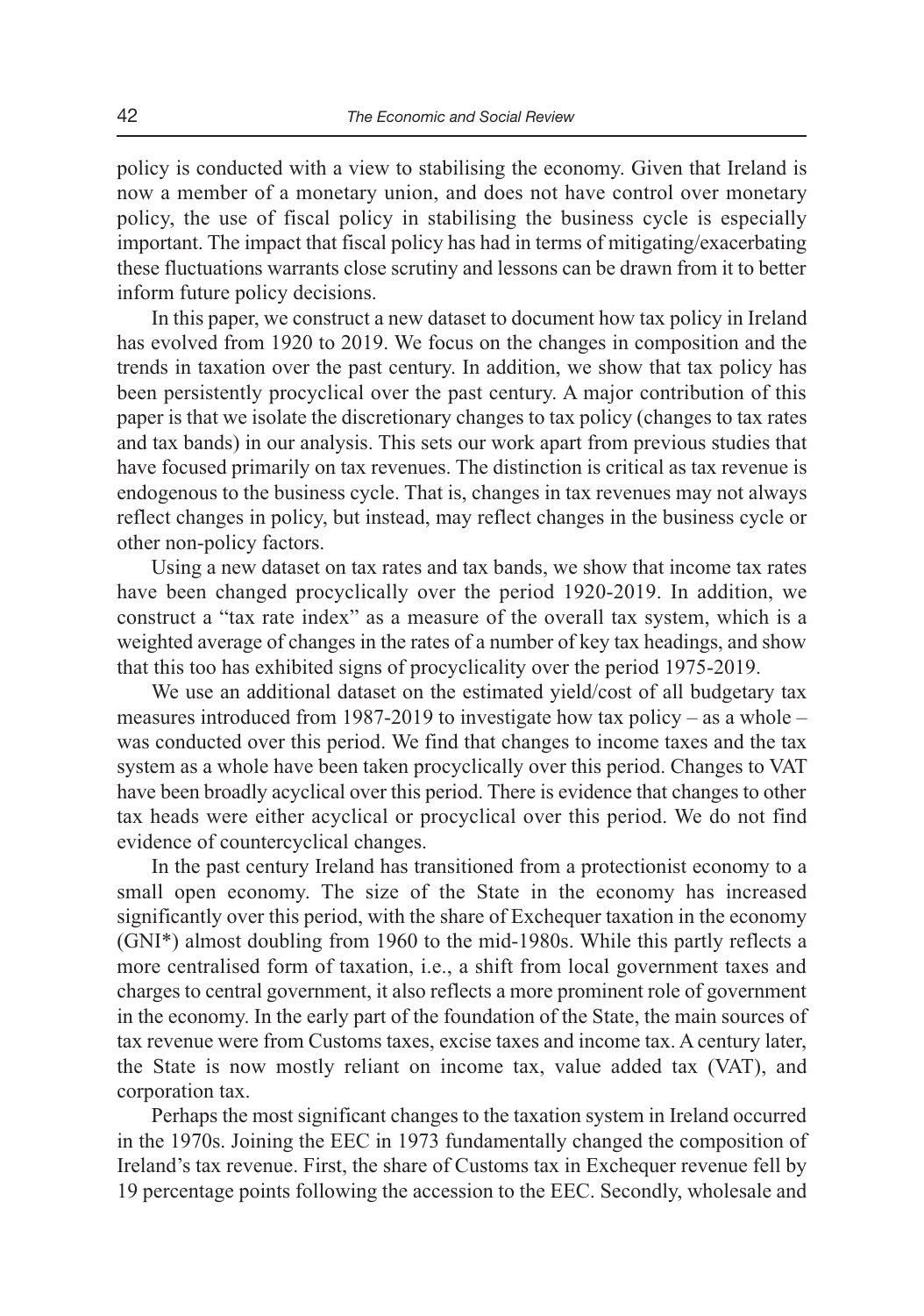policy is conducted with a view to stabilising the economy. Given that Ireland is now a member of a monetary union, and does not have control over monetary policy, the use of fiscal policy in stabilising the business cycle is especially important. The impact that fiscal policy has had in terms of mitigating/exacerbating these fluctuations warrants close scrutiny and lessons can be drawn from it to better inform future policy decisions.

In this paper, we construct a new dataset to document how tax policy in Ireland has evolved from 1920 to 2019. We focus on the changes in composition and the trends in taxation over the past century. In addition, we show that tax policy has been persistently procyclical over the past century. A major contribution of this paper is that we isolate the discretionary changes to tax policy (changes to tax rates and tax bands) in our analysis. This sets our work apart from previous studies that have focused primarily on tax revenues. The distinction is critical as tax revenue is endogenous to the business cycle. That is, changes in tax revenues may not always reflect changes in policy, but instead, may reflect changes in the business cycle or other non-policy factors.

Using a new dataset on tax rates and tax bands, we show that income tax rates have been changed procyclically over the period 1920-2019. In addition, we construct a "tax rate index" as a measure of the overall tax system, which is a weighted average of changes in the rates of a number of key tax headings, and show that this too has exhibited signs of procyclicality over the period 1975-2019.

We use an additional dataset on the estimated yield/cost of all budgetary tax measures introduced from 1987-2019 to investigate how tax policy – as a whole – was conducted over this period. We find that changes to income taxes and the tax system as a whole have been taken procyclically over this period. Changes to VAT have been broadly acyclical over this period. There is evidence that changes to other tax heads were either acyclical or procyclical over this period. We do not find evidence of countercyclical changes.

In the past century Ireland has transitioned from a protectionist economy to a small open economy. The size of the State in the economy has increased significantly over this period, with the share of Exchequer taxation in the economy (GNI*) almost doubling from 1960 to the mid-1980s. While this partly reflects a more centralised form of taxation, i.e., a shift from local government taxes and charges to central government, it also reflects a more prominent role of government in the economy. In the early part of the foundation of the State, the main sources of tax revenue were from Customs taxes, excise taxes and income tax. A century later, the State is now mostly reliant on income tax, value added tax (VAT), and corporation tax.

Perhaps the most significant changes to the taxation system in Ireland occurred in the 1970s. Joining the EEC in 1973 fundamentally changed the composition of Ireland's tax revenue. First, the share of Customs tax in Exchequer revenue fell by 19 percentage points following the accession to the EEC. Secondly, wholesale and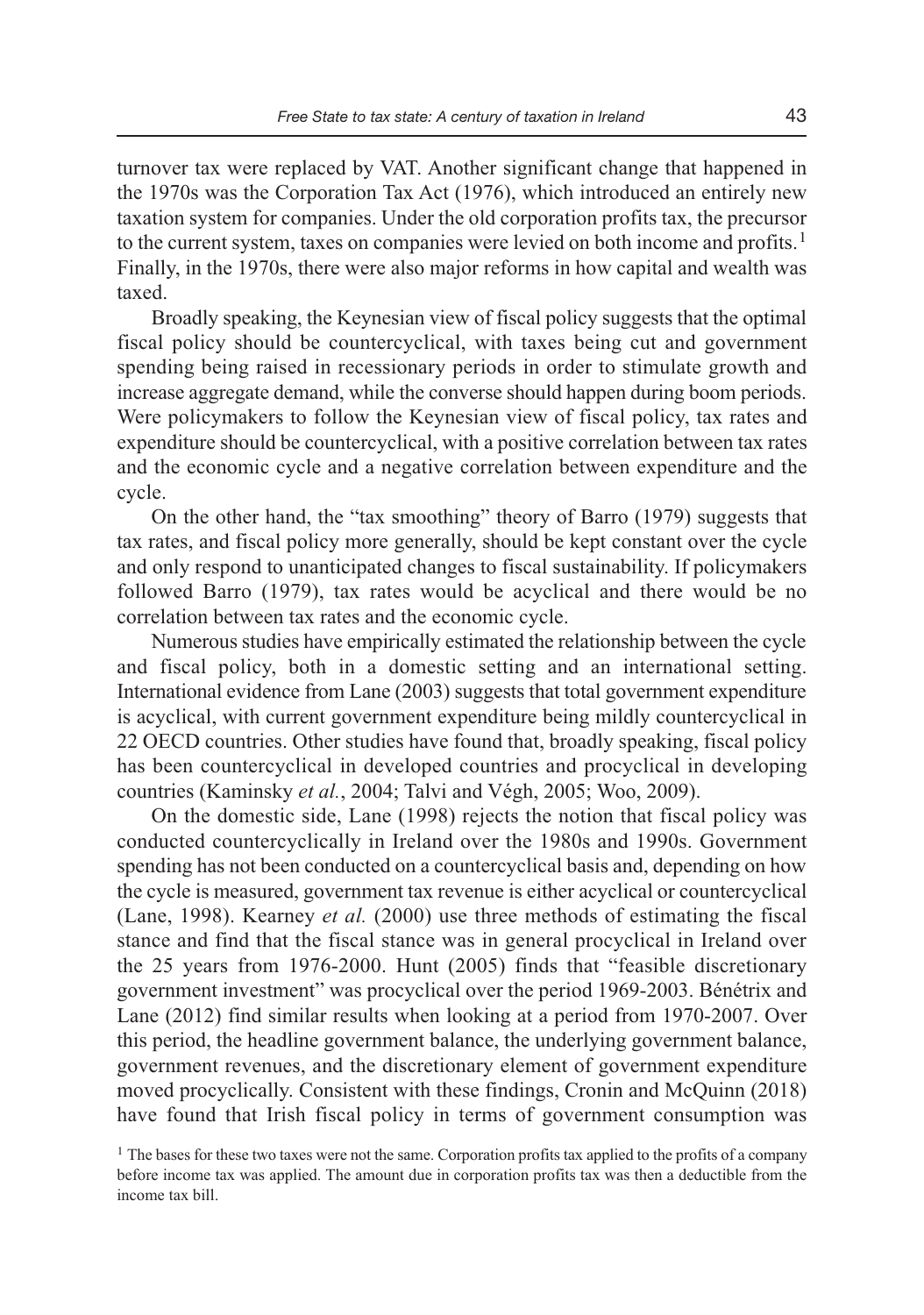turnover tax were replaced by VAT. Another significant change that happened in the 1970s was the Corporation Tax Act (1976), which introduced an entirely new taxation system for companies. Under the old corporation profits tax, the precursor to the current system, taxes on companies were levied on both income and profits.[1] Finally, in the 1970s, there were also major reforms in how capital and wealth was taxed.

Broadly speaking, the Keynesian view of fiscal policy suggests that the optimal fiscal policy should be countercyclical, with taxes being cut and government spending being raised in recessionary periods in order to stimulate growth and increase aggregate demand, while the converse should happen during boom periods. Were policymakers to follow the Keynesian view of fiscal policy, tax rates and expenditure should be countercyclical, with a positive correlation between tax rates and the economic cycle and a negative correlation between expenditure and the cycle.

On the other hand, the "tax smoothing" theory of Barro (1979) suggests that tax rates, and fiscal policy more generally, should be kept constant over the cycle and only respond to unanticipated changes to fiscal sustainability. If policymakers followed Barro (1979), tax rates would be acyclical and there would be no correlation between tax rates and the economic cycle.

Numerous studies have empirically estimated the relationship between the cycle and fiscal policy, both in a domestic setting and an international setting. International evidence from Lane (2003) suggests that total government expenditure is acyclical, with current government expenditure being mildly countercyclical in 22 OECD countries. Other studies have found that, broadly speaking, fiscal policy has been countercyclical in developed countries and procyclical in developing countries (Kaminsky *et al.*, 2004; Talvi and Végh, 2005; Woo, 2009).

On the domestic side, Lane (1998) rejects the notion that fiscal policy was conducted countercyclically in Ireland over the 1980s and 1990s. Government spending has not been conducted on a countercyclical basis and, depending on how the cycle is measured, government tax revenue is either acyclical or countercyclical (Lane, 1998). Kearney *et al.* (2000) use three methods of estimating the fiscal stance and find that the fiscal stance was in general procyclical in Ireland over the 25 years from 1976-2000. Hunt (2005) finds that "feasible discretionary government investment" was procyclical over the period 1969-2003. Bénétrix and Lane (2012) find similar results when looking at a period from 1970-2007. Over this period, the headline government balance, the underlying government balance, government revenues, and the discretionary element of government expenditure moved procyclically. Consistent with these findings, Cronin and McQuinn (2018) have found that Irish fiscal policy in terms of government consumption was

[1] The bases for these two taxes were not the same. Corporation profits tax applied to the profits of a company before income tax was applied. The amount due in corporation profits tax was then a deductible from the income tax bill.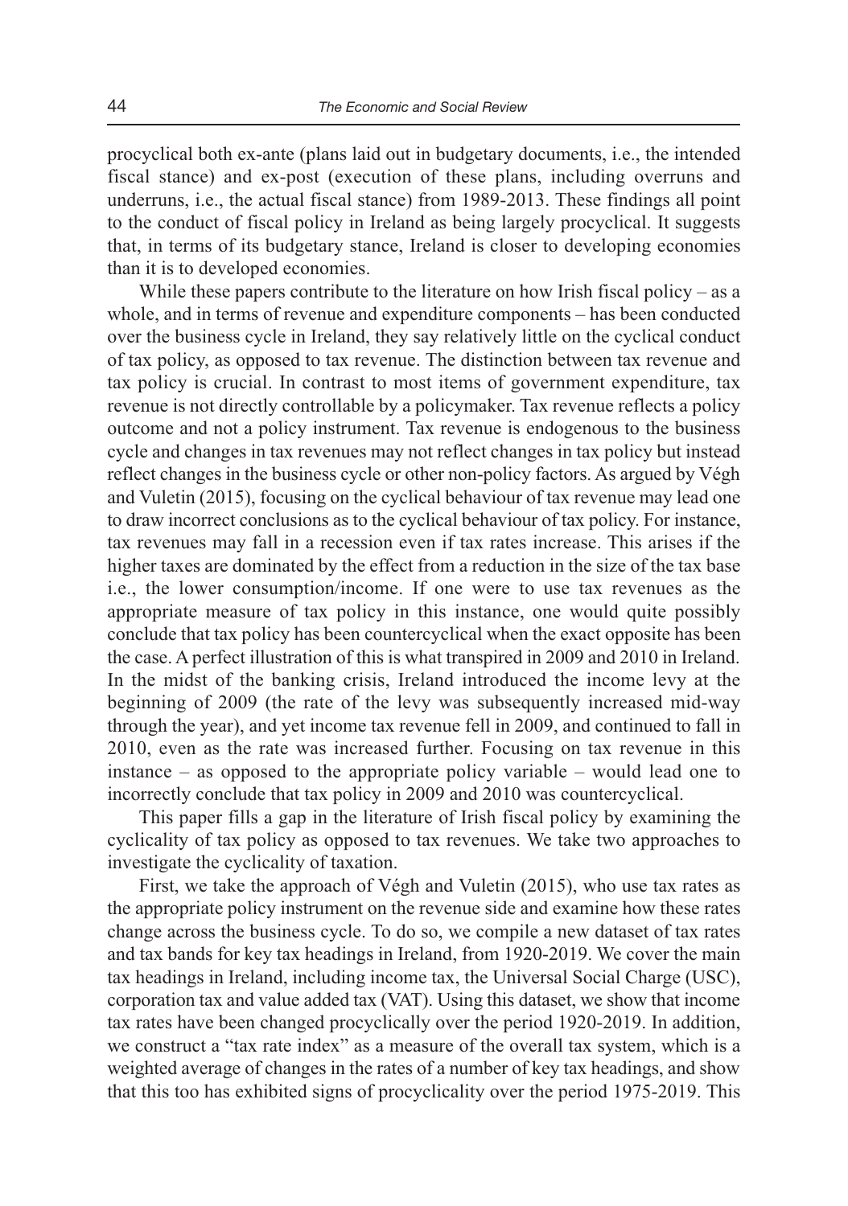procyclical both ex-ante (plans laid out in budgetary documents, i.e., the intended fiscal stance) and ex-post (execution of these plans, including overruns and underruns, i.e., the actual fiscal stance) from 1989-2013. These findings all point to the conduct of fiscal policy in Ireland as being largely procyclical. It suggests that, in terms of its budgetary stance, Ireland is closer to developing economies than it is to developed economies.

While these papers contribute to the literature on how Irish fiscal policy – as a whole, and in terms of revenue and expenditure components – has been conducted over the business cycle in Ireland, they say relatively little on the cyclical conduct of tax policy, as opposed to tax revenue. The distinction between tax revenue and tax policy is crucial. In contrast to most items of government expenditure, tax revenue is not directly controllable by a policymaker. Tax revenue reflects a policy outcome and not a policy instrument. Tax revenue is endogenous to the business cycle and changes in tax revenues may not reflect changes in tax policy but instead reflect changes in the business cycle or other non-policy factors. As argued by Végh and Vuletin (2015), focusing on the cyclical behaviour of tax revenue may lead one to draw incorrect conclusions as to the cyclical behaviour of tax policy. For instance, tax revenues may fall in a recession even if tax rates increase. This arises if the higher taxes are dominated by the effect from a reduction in the size of the tax base i.e., the lower consumption/income. If one were to use tax revenues as the appropriate measure of tax policy in this instance, one would quite possibly conclude that tax policy has been countercyclical when the exact opposite has been the case. A perfect illustration of this is what transpired in 2009 and 2010 in Ireland. In the midst of the banking crisis, Ireland introduced the income levy at the beginning of 2009 (the rate of the levy was subsequently increased mid-way through the year), and yet income tax revenue fell in 2009, and continued to fall in 2010, even as the rate was increased further. Focusing on tax revenue in this instance – as opposed to the appropriate policy variable – would lead one to incorrectly conclude that tax policy in 2009 and 2010 was countercyclical.

This paper fills a gap in the literature of Irish fiscal policy by examining the cyclicality of tax policy as opposed to tax revenues. We take two approaches to investigate the cyclicality of taxation.

First, we take the approach of Végh and Vuletin (2015), who use tax rates as the appropriate policy instrument on the revenue side and examine how these rates change across the business cycle. To do so, we compile a new dataset of tax rates and tax bands for key tax headings in Ireland, from 1920-2019. We cover the main tax headings in Ireland, including income tax, the Universal Social Charge (USC), corporation tax and value added tax (VAT). Using this dataset, we show that income tax rates have been changed procyclically over the period 1920-2019. In addition, we construct a "tax rate index" as a measure of the overall tax system, which is a weighted average of changes in the rates of a number of key tax headings, and show that this too has exhibited signs of procyclicality over the period 1975-2019. This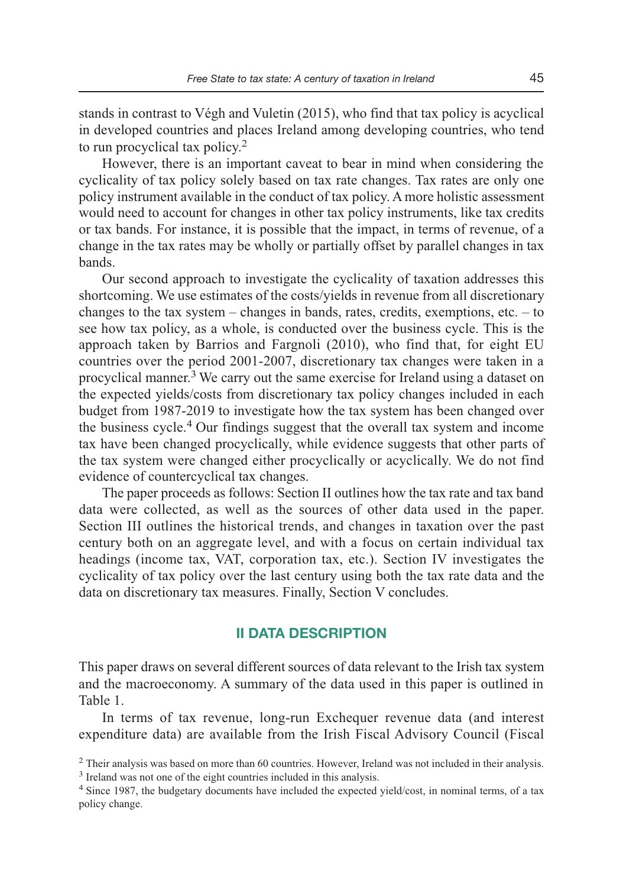stands in contrast to Végh and Vuletin (2015), who find that tax policy is acyclical in developed countries and places Ireland among developing countries, who tend to run procyclical tax policy.[2]

However, there is an important caveat to bear in mind when considering the cyclicality of tax policy solely based on tax rate changes. Tax rates are only one policy instrument available in the conduct of tax policy. A more holistic assessment would need to account for changes in other tax policy instruments, like tax credits or tax bands. For instance, it is possible that the impact, in terms of revenue, of a change in the tax rates may be wholly or partially offset by parallel changes in tax bands.

Our second approach to investigate the cyclicality of taxation addresses this shortcoming. We use estimates of the costs/yields in revenue from all discretionary changes to the tax system – changes in bands, rates, credits, exemptions, etc. – to see how tax policy, as a whole, is conducted over the business cycle. This is the approach taken by Barrios and Fargnoli (2010), who find that, for eight EU countries over the period 2001-2007, discretionary tax changes were taken in a procyclical manner.[3] We carry out the same exercise for Ireland using a dataset on the expected yields/costs from discretionary tax policy changes included in each budget from 1987-2019 to investigate how the tax system has been changed over the business cycle.[4] Our findings suggest that the overall tax system and income tax have been changed procyclically, while evidence suggests that other parts of the tax system were changed either procyclically or acyclically. We do not find evidence of countercyclical tax changes.

The paper proceeds as follows: Section II outlines how the tax rate and tax band data were collected, as well as the sources of other data used in the paper. Section III outlines the historical trends, and changes in taxation over the past century both on an aggregate level, and with a focus on certain individual tax headings (income tax, VAT, corporation tax, etc.). Section IV investigates the cyclicality of tax policy over the last century using both the tax rate data and the data on discretionary tax measures. Finally, Section V concludes.

## II DATA DESCRIPTION

This paper draws on several different sources of data relevant to the Irish tax system and the macroeconomy. A summary of the data used in this paper is outlined in Table 1.

In terms of tax revenue, long-run Exchequer revenue data (and interest expenditure data) are available from the Irish Fiscal Advisory Council (Fiscal

[2] Their analysis was based on more than 60 countries. However, Ireland was not included in their analysis.

[3] Ireland was not one of the eight countries included in this analysis.

[4] Since 1987, the budgetary documents have included the expected yield/cost, in nominal terms, of a tax policy change.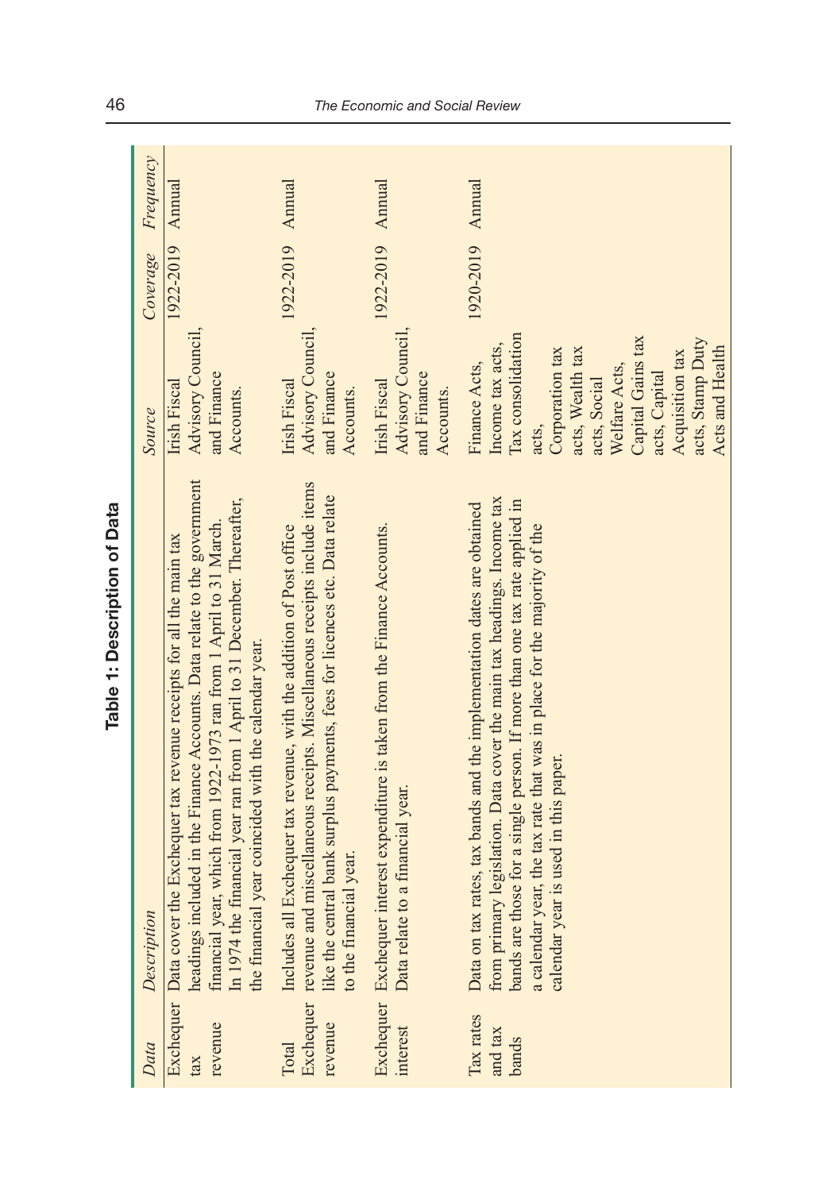**Table 1: Description of Data**

| *Data* | *Description* | *Source* | *Coverage* | *Frequency* |
|---|---|---|---|---|
| Exchequer tax revenue | Data cover the Exchequer tax revenue receipts for all the main tax headings included in the Finance Accounts. Data relate to the government financial year, which from 1922-1973 ran from 1 April to 31 March. In 1974 the financial year ran from 1 April to 31 December. Thereafter, the financial year coincided with the calendar year. | Irish Fiscal Advisory Council, and Finance Accounts. | 1922-2019 | Annual |
| Total Exchequer revenue | Includes all Exchequer tax revenue, with the addition of Post office revenue and miscellaneous receipts. Miscellaneous receipts include items like the central bank surplus payments, fees for licences etc. Data relate to the financial year. | Irish Fiscal Advisory Council, and Finance Accounts. | 1922-2019 | Annual |
| Exchequer interest | Exchequer interest expenditure is taken from the Finance Accounts. Data relate to a financial year. | Irish Fiscal Advisory Council, and Finance Accounts. | 1922-2019 | Annual |
| Tax rates and tax bands | Data on tax rates, tax bands and the implementation dates are obtained from primary legislation. Data cover the main tax headings. Income tax bands are those for a single person. If more than one tax rate applied in a calendar year, the tax rate that was in place for the majority of the calendar year is used in this paper. | Finance Acts, Income tax acts, Tax consolidation acts, Corporation tax acts, Wealth tax acts, Social Welfare Acts, Capital Gains tax acts, Capital Acquisition tax acts, Stamp Duty Acts and Health | 1920-2019 | Annual |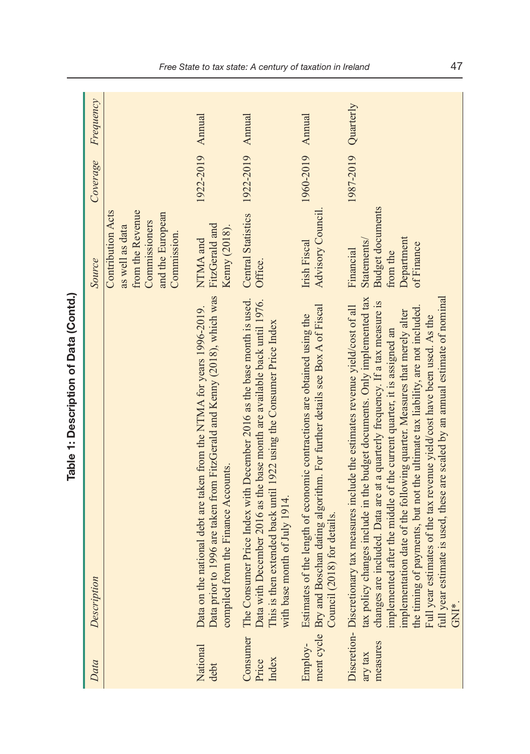**Table 1: Description of Data (Contd.)**

| *Data* | *Description* | *Source* | *Coverage* | *Frequency* |
|---|---|---|---|---|
| | | Contribution Acts as well as data from the Revenue Commissioners and the European Commission. | | |
| National debt | Data on the national debt are taken from the NTMA for years 1996-2019. Data prior to 1996 are taken from FitzGerald and Kenny (2018), which was compiled from the Finance Accounts. | NTMA and FitzGerald and Kenny (2018). | 1922-2019 | Annual |
| Consumer Price Index | The Consumer Price Index with December 2016 as the base month is used. Data with December 2016 as the base month are available back until 1976. This is then extended back until 1922 using the Consumer Price Index with base month of July 1914. | Central Statistics Office. | 1922-2019 | Annual |
| Employ-ment cycle | Estimates of the length of economic contractions are obtained using the Bry and Boschan dating algorithm. For further details see Box A of Fiscal Council (2018) for details. | Irish Fiscal Advisory Council. | 1960-2019 | Annual |
| Discretion-ary tax measures | Discretionary tax measures include the estimates revenue yield/cost of all tax policy changes include in the budget documents. Only implemented tax changes are included. Data are at a quarterly frequency. If a tax measure is implemented after the middle of the current quarter, it is assigned an implementation date of the following quarter. Measures that merely alter the timing of payments, but not the ultimate tax liability, are not included. Full year estimates of the tax revenue yield/cost have been used. As the full year estimate is used, these are scaled by an annual estimate of nominal GNI*. | Financial Statements/ Budget documents from the Department of Finance | 1987-2019 | Quarterly |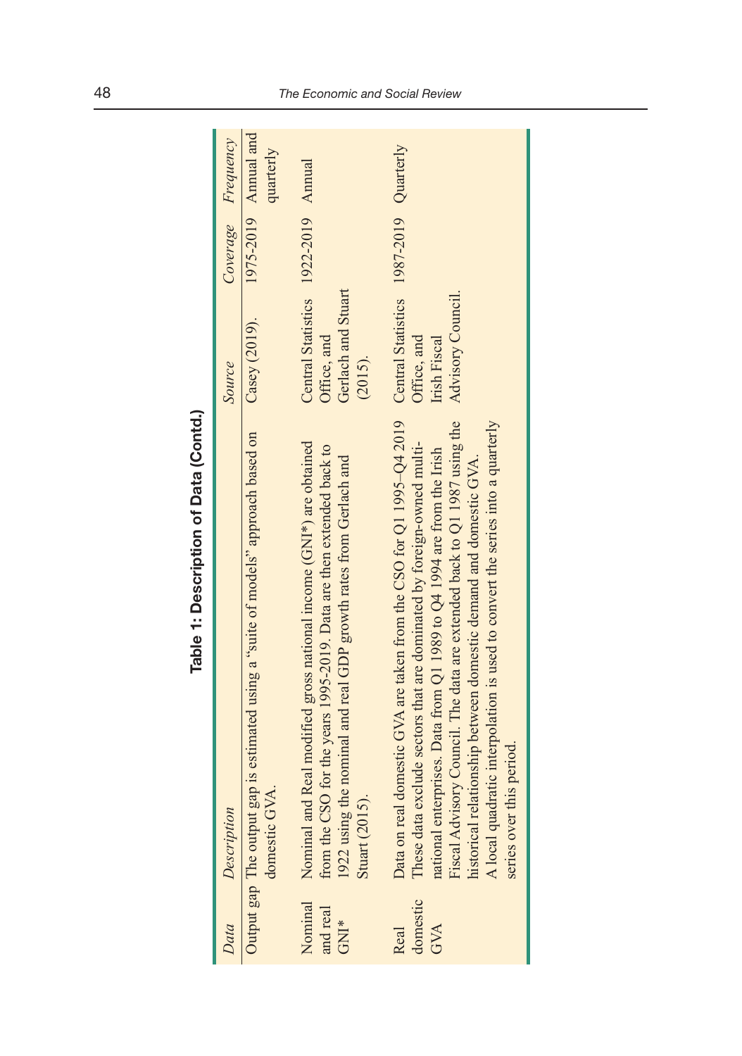**Table 1: Description of Data (Contd.)**

| *Data* | *Description* | *Source* | *Coverage* | *Frequency* |
|---|---|---|---|---|
| Output gap | The output gap is estimated using a "suite of models" approach based on domestic GVA. | Casey (2019). | 1975-2019 | Annual and quarterly |
| Nominal and real GNI* | Nominal and Real modified gross national income (GNI*) are obtained from the CSO for the years 1995-2019. Data are then extended back to 1922 using the nominal and real GDP growth rates from Gerlach and Stuart (2015). | Central Statistics Office, and Gerlach and Stuart (2015). | 1922-2019 | Annual |
| Real domestic GVA | Data on real domestic GVA are taken from the CSO for Q1 1995–Q4 2019 These data exclude sectors that are dominated by foreign-owned multi-national enterprises. Data from Q1 1989 to Q4 1994 are from the Irish Fiscal Advisory Council. The data are extended back to Q1 1987 using the historical relationship between domestic demand and domestic GVA. A local quadratic interpolation is used to convert the series into a quarterly series over this period. | Central Statistics Office, and Irish Fiscal Advisory Council. | 1987-2019 | Quarterly |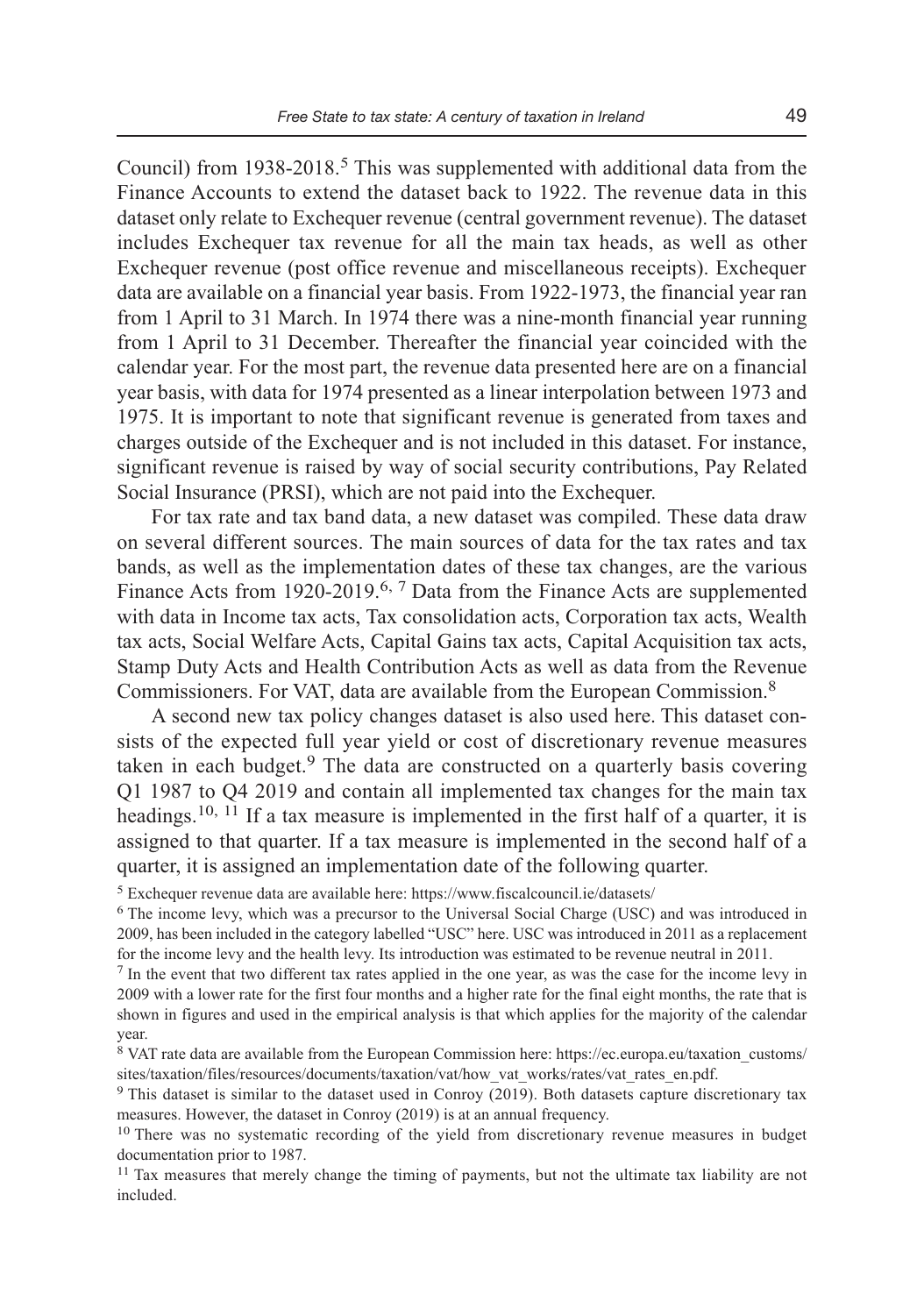Council) from 1938-2018.[5] This was supplemented with additional data from the Finance Accounts to extend the dataset back to 1922. The revenue data in this dataset only relate to Exchequer revenue (central government revenue). The dataset includes Exchequer tax revenue for all the main tax heads, as well as other Exchequer revenue (post office revenue and miscellaneous receipts). Exchequer data are available on a financial year basis. From 1922-1973, the financial year ran from 1 April to 31 March. In 1974 there was a nine-month financial year running from 1 April to 31 December. Thereafter the financial year coincided with the calendar year. For the most part, the revenue data presented here are on a financial year basis, with data for 1974 presented as a linear interpolation between 1973 and 1975. It is important to note that significant revenue is generated from taxes and charges outside of the Exchequer and is not included in this dataset. For instance, significant revenue is raised by way of social security contributions, Pay Related Social Insurance (PRSI), which are not paid into the Exchequer.

For tax rate and tax band data, a new dataset was compiled. These data draw on several different sources. The main sources of data for the tax rates and tax bands, as well as the implementation dates of these tax changes, are the various Finance Acts from 1920-2019.[6, 7] Data from the Finance Acts are supplemented with data in Income tax acts, Tax consolidation acts, Corporation tax acts, Wealth tax acts, Social Welfare Acts, Capital Gains tax acts, Capital Acquisition tax acts, Stamp Duty Acts and Health Contribution Acts as well as data from the Revenue Commissioners. For VAT, data are available from the European Commission.[8]

A second new tax policy changes dataset is also used here. This dataset consists of the expected full year yield or cost of discretionary revenue measures taken in each budget.[9] The data are constructed on a quarterly basis covering Q1 1987 to Q4 2019 and contain all implemented tax changes for the main tax headings.[10, 11] If a tax measure is implemented in the first half of a quarter, it is assigned to that quarter. If a tax measure is implemented in the second half of a quarter, it is assigned an implementation date of the following quarter.

[5] Exchequer revenue data are available here: https://www.fiscalcouncil.ie/datasets/

[6] The income levy, which was a precursor to the Universal Social Charge (USC) and was introduced in 2009, has been included in the category labelled "USC" here. USC was introduced in 2011 as a replacement for the income levy and the health levy. Its introduction was estimated to be revenue neutral in 2011.

[7] In the event that two different tax rates applied in the one year, as was the case for the income levy in 2009 with a lower rate for the first four months and a higher rate for the final eight months, the rate that is shown in figures and used in the empirical analysis is that which applies for the majority of the calendar year.

[8] VAT rate data are available from the European Commission here: https://ec.europa.eu/taxation_customs/sites/taxation/files/resources/documents/taxation/vat/how_vat_works/rates/vat_rates_en.pdf.

[9] This dataset is similar to the dataset used in Conroy (2019). Both datasets capture discretionary tax measures. However, the dataset in Conroy (2019) is at an annual frequency.

[10] There was no systematic recording of the yield from discretionary revenue measures in budget documentation prior to 1987.

[11] Tax measures that merely change the timing of payments, but not the ultimate tax liability are not included.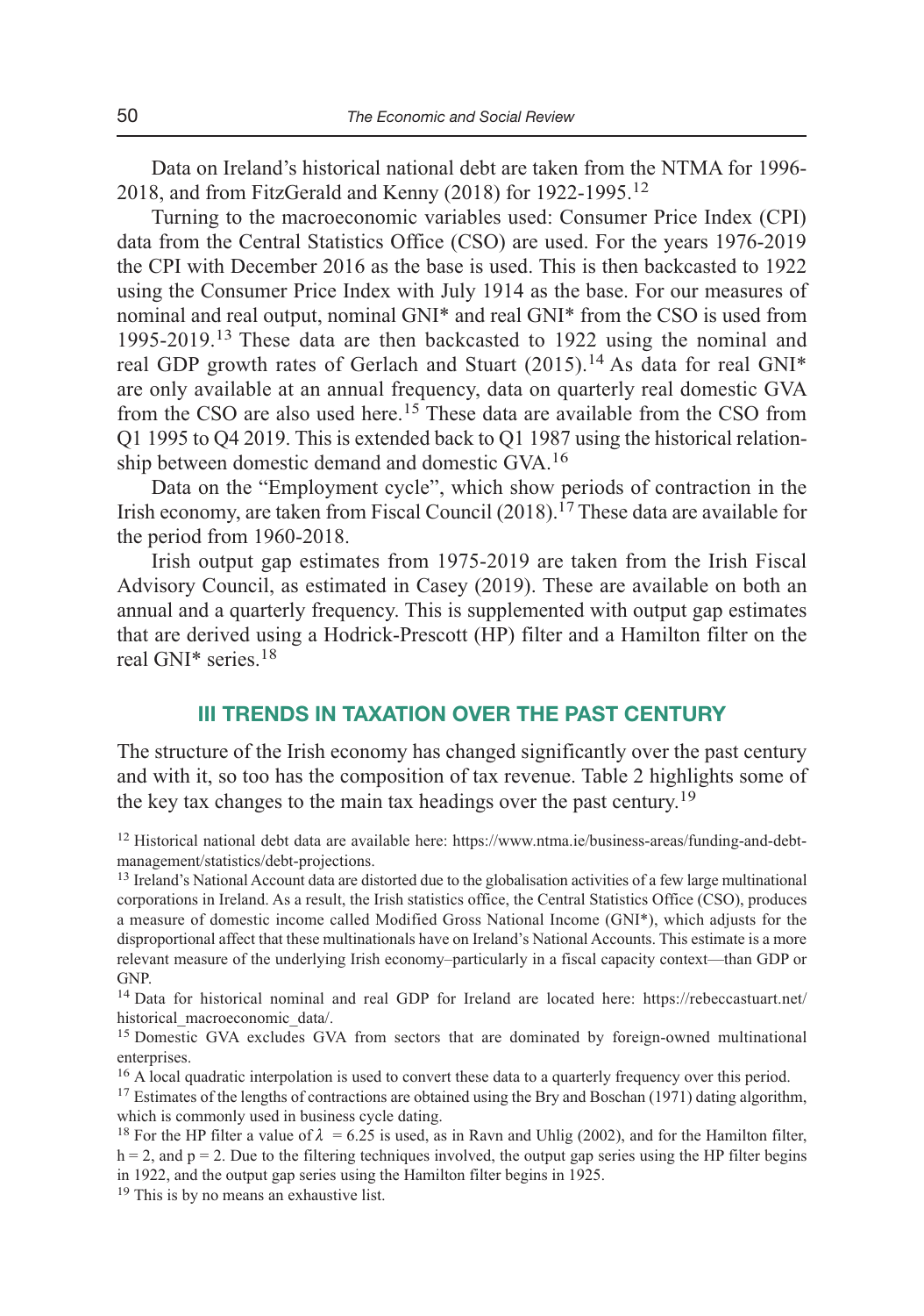Data on Ireland's historical national debt are taken from the NTMA for 1996-2018, and from FitzGerald and Kenny (2018) for 1922-1995.[12]

Turning to the macroeconomic variables used: Consumer Price Index (CPI) data from the Central Statistics Office (CSO) are used. For the years 1976-2019 the CPI with December 2016 as the base is used. This is then backcasted to 1922 using the Consumer Price Index with July 1914 as the base. For our measures of nominal and real output, nominal GNI* and real GNI* from the CSO is used from 1995-2019.[13] These data are then backcasted to 1922 using the nominal and real GDP growth rates of Gerlach and Stuart (2015).[14] As data for real GNI* are only available at an annual frequency, data on quarterly real domestic GVA from the CSO are also used here.[15] These data are available from the CSO from Q1 1995 to Q4 2019. This is extended back to Q1 1987 using the historical relationship between domestic demand and domestic GVA.[16]

Data on the "Employment cycle", which show periods of contraction in the Irish economy, are taken from Fiscal Council (2018).[17] These data are available for the period from 1960-2018.

Irish output gap estimates from 1975-2019 are taken from the Irish Fiscal Advisory Council, as estimated in Casey (2019). These are available on both an annual and a quarterly frequency. This is supplemented with output gap estimates that are derived using a Hodrick-Prescott (HP) filter and a Hamilton filter on the real GNI* series.[18]

## III TRENDS IN TAXATION OVER THE PAST CENTURY

The structure of the Irish economy has changed significantly over the past century and with it, so too has the composition of tax revenue. Table 2 highlights some of the key tax changes to the main tax headings over the past century.[19]

[12] Historical national debt data are available here: https://www.ntma.ie/business-areas/funding-and-debt-management/statistics/debt-projections.

[13] Ireland's National Account data are distorted due to the globalisation activities of a few large multinational corporations in Ireland. As a result, the Irish statistics office, the Central Statistics Office (CSO), produces a measure of domestic income called Modified Gross National Income (GNI*), which adjusts for the disproportional affect that these multinationals have on Ireland's National Accounts. This estimate is a more relevant measure of the underlying Irish economy–particularly in a fiscal capacity context—than GDP or GNP.

[14] Data for historical nominal and real GDP for Ireland are located here: https://rebeccastuart.net/historical_macroeconomic_data/.

[15] Domestic GVA excludes GVA from sectors that are dominated by foreign-owned multinational enterprises.

[16] A local quadratic interpolation is used to convert these data to a quarterly frequency over this period.

[17] Estimates of the lengths of contractions are obtained using the Bry and Boschan (1971) dating algorithm, which is commonly used in business cycle dating.

[18] For the HP filter a value of $\lambda = 6.25$ is used, as in Ravn and Uhlig (2002), and for the Hamilton filter, $h = 2$, and $p = 2$. Due to the filtering techniques involved, the output gap series using the HP filter begins in 1922, and the output gap series using the Hamilton filter begins in 1925.

[19] This is by no means an exhaustive list.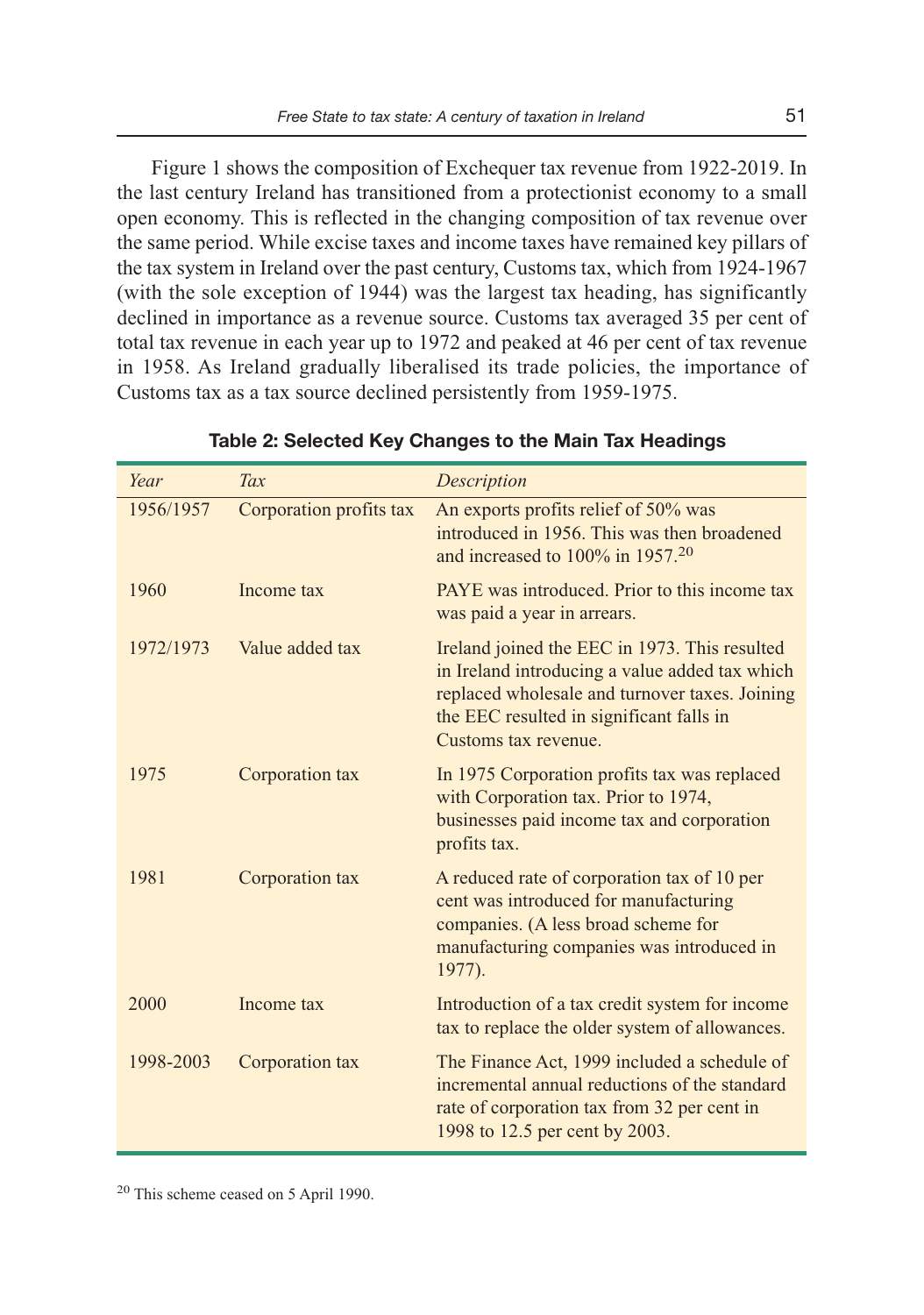Figure 1 shows the composition of Exchequer tax revenue from 1922-2019. In the last century Ireland has transitioned from a protectionist economy to a small open economy. This is reflected in the changing composition of tax revenue over the same period. While excise taxes and income taxes have remained key pillars of the tax system in Ireland over the past century, Customs tax, which from 1924-1967 (with the sole exception of 1944) was the largest tax heading, has significantly declined in importance as a revenue source. Customs tax averaged 35 per cent of total tax revenue in each year up to 1972 and peaked at 46 per cent of tax revenue in 1958. As Ireland gradually liberalised its trade policies, the importance of Customs tax as a tax source declined persistently from 1959-1975.

**Table 2: Selected Key Changes to the Main Tax Headings**

| *Year* | *Tax* | *Description* |
|---|---|---|
| 1956/1957 | Corporation profits tax | An exports profits relief of 50% was introduced in 1956. This was then broadened and increased to 100% in 1957.[20] |
| 1960 | Income tax | PAYE was introduced. Prior to this income tax was paid a year in arrears. |
| 1972/1973 | Value added tax | Ireland joined the EEC in 1973. This resulted in Ireland introducing a value added tax which replaced wholesale and turnover taxes. Joining the EEC resulted in significant falls in Customs tax revenue. |
| 1975 | Corporation tax | In 1975 Corporation profits tax was replaced with Corporation tax. Prior to 1974, businesses paid income tax and corporation profits tax. |
| 1981 | Corporation tax | A reduced rate of corporation tax of 10 per cent was introduced for manufacturing companies. (A less broad scheme for manufacturing companies was introduced in 1977). |
| 2000 | Income tax | Introduction of a tax credit system for income tax to replace the older system of allowances. |
| 1998-2003 | Corporation tax | The Finance Act, 1999 included a schedule of incremental annual reductions of the standard rate of corporation tax from 32 per cent in 1998 to 12.5 per cent by 2003. |

[20] This scheme ceased on 5 April 1990.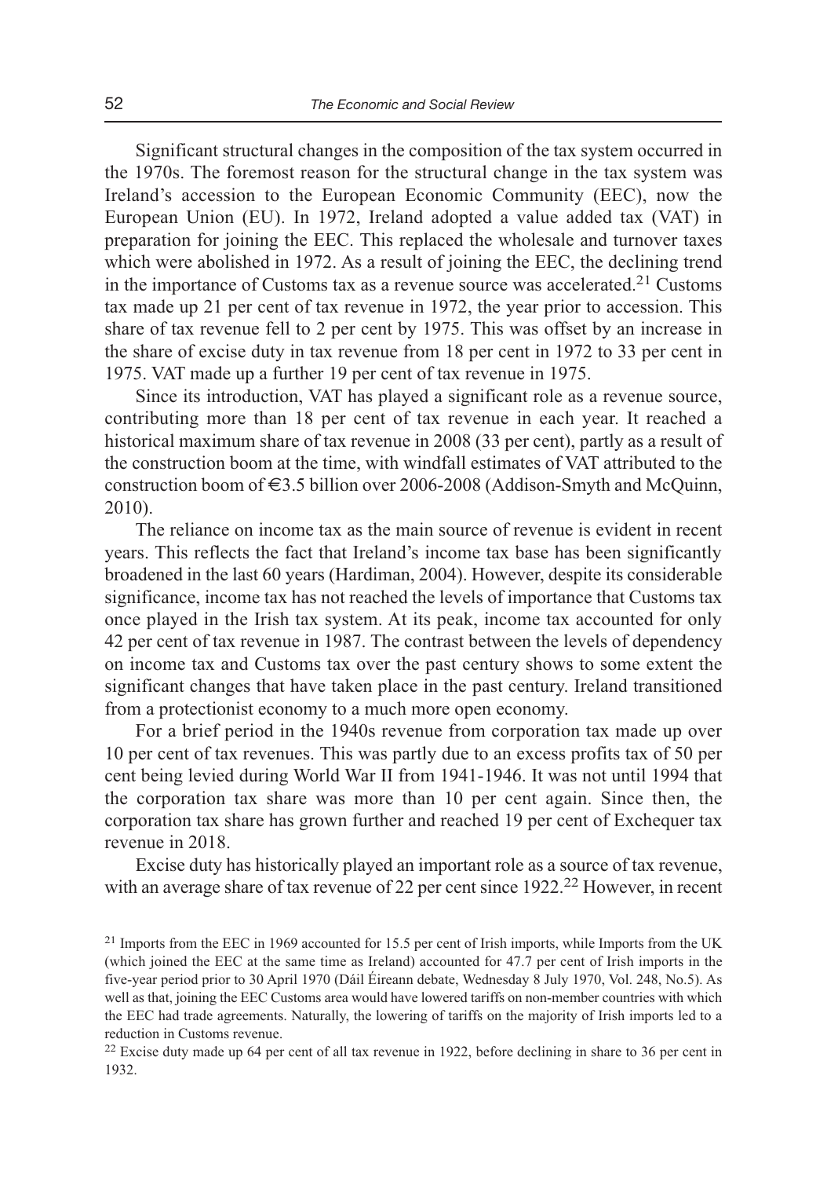Significant structural changes in the composition of the tax system occurred in the 1970s. The foremost reason for the structural change in the tax system was Ireland's accession to the European Economic Community (EEC), now the European Union (EU). In 1972, Ireland adopted a value added tax (VAT) in preparation for joining the EEC. This replaced the wholesale and turnover taxes which were abolished in 1972. As a result of joining the EEC, the declining trend in the importance of Customs tax as a revenue source was accelerated.[21] Customs tax made up 21 per cent of tax revenue in 1972, the year prior to accession. This share of tax revenue fell to 2 per cent by 1975. This was offset by an increase in the share of excise duty in tax revenue from 18 per cent in 1972 to 33 per cent in 1975. VAT made up a further 19 per cent of tax revenue in 1975.

Since its introduction, VAT has played a significant role as a revenue source, contributing more than 18 per cent of tax revenue in each year. It reached a historical maximum share of tax revenue in 2008 (33 per cent), partly as a result of the construction boom at the time, with windfall estimates of VAT attributed to the construction boom of €3.5 billion over 2006-2008 (Addison-Smyth and McQuinn, 2010).

The reliance on income tax as the main source of revenue is evident in recent years. This reflects the fact that Ireland's income tax base has been significantly broadened in the last 60 years (Hardiman, 2004). However, despite its considerable significance, income tax has not reached the levels of importance that Customs tax once played in the Irish tax system. At its peak, income tax accounted for only 42 per cent of tax revenue in 1987. The contrast between the levels of dependency on income tax and Customs tax over the past century shows to some extent the significant changes that have taken place in the past century. Ireland transitioned from a protectionist economy to a much more open economy.

For a brief period in the 1940s revenue from corporation tax made up over 10 per cent of tax revenues. This was partly due to an excess profits tax of 50 per cent being levied during World War II from 1941-1946. It was not until 1994 that the corporation tax share was more than 10 per cent again. Since then, the corporation tax share has grown further and reached 19 per cent of Exchequer tax revenue in 2018.

Excise duty has historically played an important role as a source of tax revenue, with an average share of tax revenue of 22 per cent since 1922.[22] However, in recent

---

[21] Imports from the EEC in 1969 accounted for 15.5 per cent of Irish imports, while Imports from the UK (which joined the EEC at the same time as Ireland) accounted for 47.7 per cent of Irish imports in the five-year period prior to 30 April 1970 (Dáil Éireann debate, Wednesday 8 July 1970, Vol. 248, No.5). As well as that, joining the EEC Customs area would have lowered tariffs on non-member countries with which the EEC had trade agreements. Naturally, the lowering of tariffs on the majority of Irish imports led to a reduction in Customs revenue.

[22] Excise duty made up 64 per cent of all tax revenue in 1922, before declining in share to 36 per cent in 1932.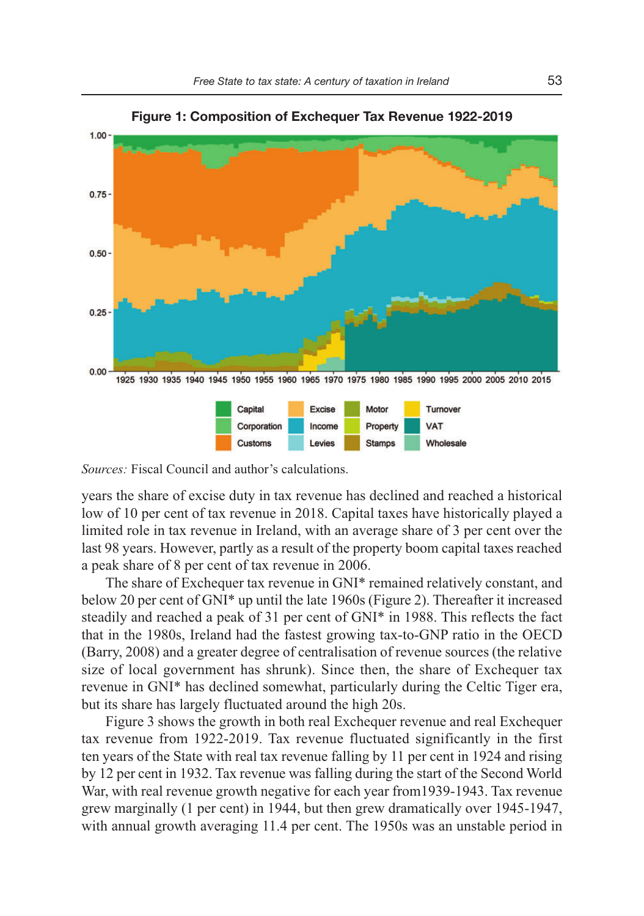**Figure 1: Composition of Exchequer Tax Revenue 1922-2019**

*Sources:* Fiscal Council and author's calculations.

years the share of excise duty in tax revenue has declined and reached a historical low of 10 per cent of tax revenue in 2018. Capital taxes have historically played a limited role in tax revenue in Ireland, with an average share of 3 per cent over the last 98 years. However, partly as a result of the property boom capital taxes reached a peak share of 8 per cent of tax revenue in 2006.

The share of Exchequer tax revenue in GNI* remained relatively constant, and below 20 per cent of GNI* up until the late 1960s (Figure 2). Thereafter it increased steadily and reached a peak of 31 per cent of GNI* in 1988. This reflects the fact that in the 1980s, Ireland had the fastest growing tax-to-GNP ratio in the OECD (Barry, 2008) and a greater degree of centralisation of revenue sources (the relative size of local government has shrunk). Since then, the share of Exchequer tax revenue in GNI* has declined somewhat, particularly during the Celtic Tiger era, but its share has largely fluctuated around the high 20s.

Figure 3 shows the growth in both real Exchequer revenue and real Exchequer tax revenue from 1922-2019. Tax revenue fluctuated significantly in the first ten years of the State with real tax revenue falling by 11 per cent in 1924 and rising by 12 per cent in 1932. Tax revenue was falling during the start of the Second World War, with real revenue growth negative for each year from1939-1943. Tax revenue grew marginally (1 per cent) in 1944, but then grew dramatically over 1945-1947, with annual growth averaging 11.4 per cent. The 1950s was an unstable period in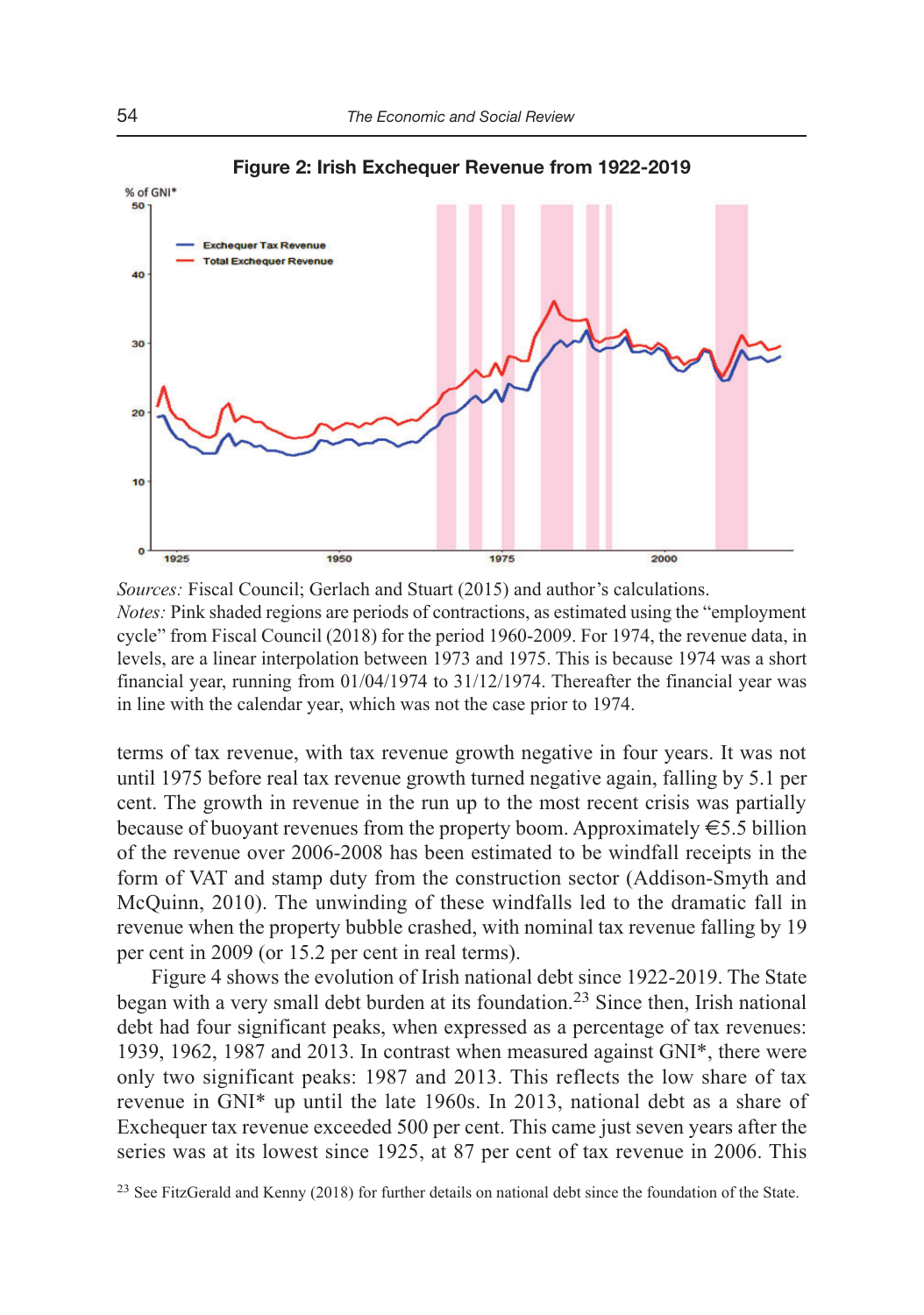**Figure 2: Irish Exchequer Revenue from 1922-2019**

*Sources:* Fiscal Council; Gerlach and Stuart (2015) and author's calculations.
*Notes:* Pink shaded regions are periods of contractions, as estimated using the "employment cycle" from Fiscal Council (2018) for the period 1960-2009. For 1974, the revenue data, in levels, are a linear interpolation between 1973 and 1975. This is because 1974 was a short financial year, running from 01/04/1974 to 31/12/1974. Thereafter the financial year was in line with the calendar year, which was not the case prior to 1974.

terms of tax revenue, with tax revenue growth negative in four years. It was not until 1975 before real tax revenue growth turned negative again, falling by 5.1 per cent. The growth in revenue in the run up to the most recent crisis was partially because of buoyant revenues from the property boom. Approximately €5.5 billion of the revenue over 2006-2008 has been estimated to be windfall receipts in the form of VAT and stamp duty from the construction sector (Addison-Smyth and McQuinn, 2010). The unwinding of these windfalls led to the dramatic fall in revenue when the property bubble crashed, with nominal tax revenue falling by 19 per cent in 2009 (or 15.2 per cent in real terms).

Figure 4 shows the evolution of Irish national debt since 1922-2019. The State began with a very small debt burden at its foundation.[23] Since then, Irish national debt had four significant peaks, when expressed as a percentage of tax revenues: 1939, 1962, 1987 and 2013. In contrast when measured against GNI*, there were only two significant peaks: 1987 and 2013. This reflects the low share of tax revenue in GNI* up until the late 1960s. In 2013, national debt as a share of Exchequer tax revenue exceeded 500 per cent. This came just seven years after the series was at its lowest since 1925, at 87 per cent of tax revenue in 2006. This

[23] See FitzGerald and Kenny (2018) for further details on national debt since the foundation of the State.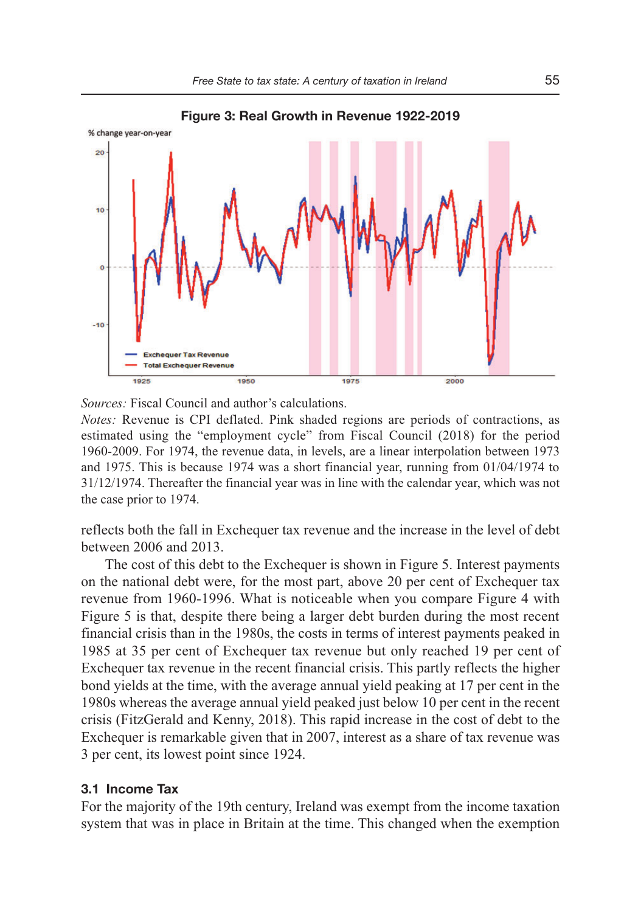**Figure 3: Real Growth in Revenue 1922-2019**

*Sources:* Fiscal Council and author's calculations.

*Notes:* Revenue is CPI deflated. Pink shaded regions are periods of contractions, as estimated using the "employment cycle" from Fiscal Council (2018) for the period 1960-2009. For 1974, the revenue data, in levels, are a linear interpolation between 1973 and 1975. This is because 1974 was a short financial year, running from 01/04/1974 to 31/12/1974. Thereafter the financial year was in line with the calendar year, which was not the case prior to 1974.

reflects both the fall in Exchequer tax revenue and the increase in the level of debt between 2006 and 2013.

The cost of this debt to the Exchequer is shown in Figure 5. Interest payments on the national debt were, for the most part, above 20 per cent of Exchequer tax revenue from 1960-1996. What is noticeable when you compare Figure 4 with Figure 5 is that, despite there being a larger debt burden during the most recent financial crisis than in the 1980s, the costs in terms of interest payments peaked in 1985 at 35 per cent of Exchequer tax revenue but only reached 19 per cent of Exchequer tax revenue in the recent financial crisis. This partly reflects the higher bond yields at the time, with the average annual yield peaking at 17 per cent in the 1980s whereas the average annual yield peaked just below 10 per cent in the recent crisis (FitzGerald and Kenny, 2018). This rapid increase in the cost of debt to the Exchequer is remarkable given that in 2007, interest as a share of tax revenue was 3 per cent, its lowest point since 1924.

### 3.1 Income Tax

For the majority of the 19th century, Ireland was exempt from the income taxation system that was in place in Britain at the time. This changed when the exemption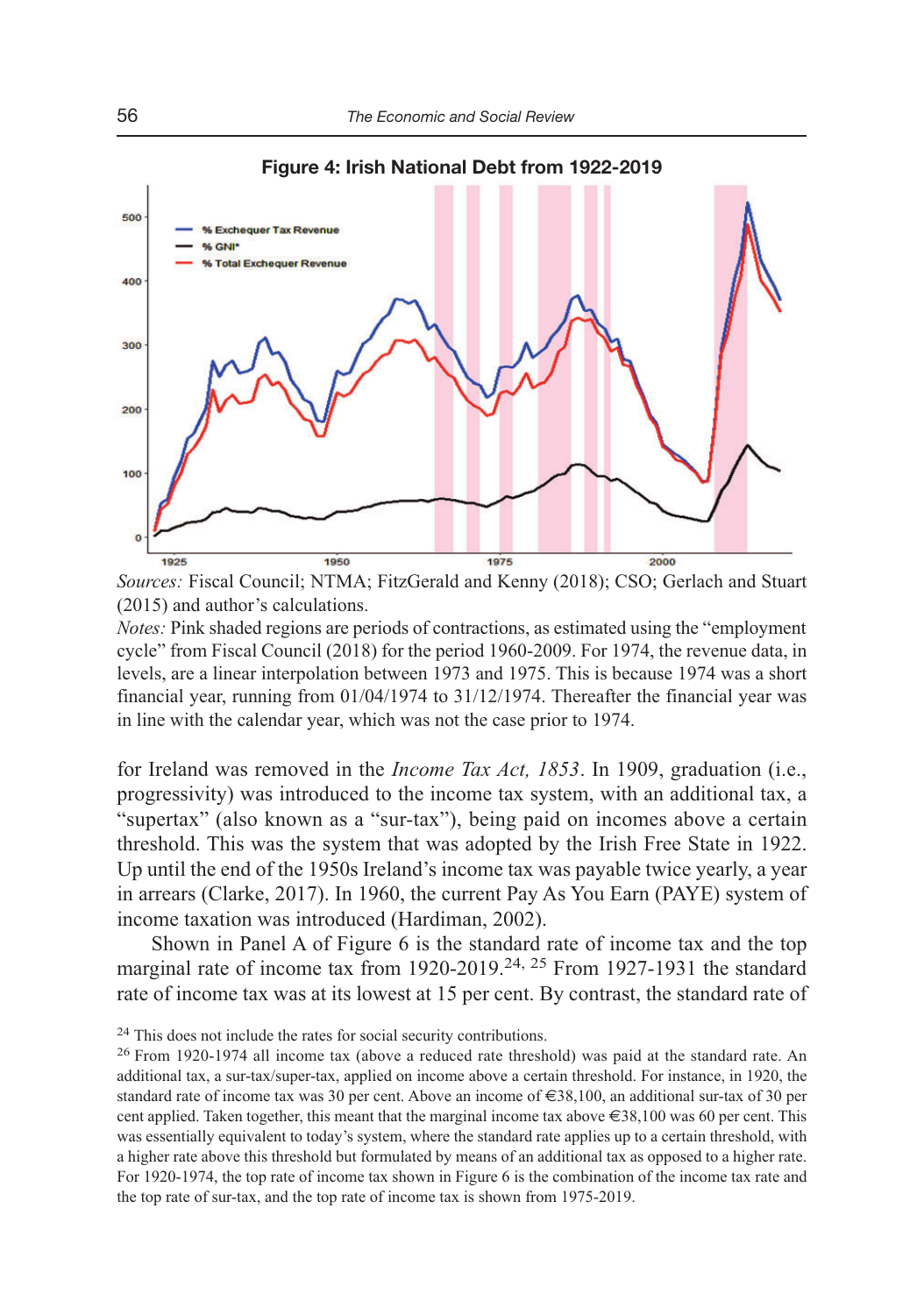**Figure 4: Irish National Debt from 1922-2019**

*Sources:* Fiscal Council; NTMA; FitzGerald and Kenny (2018); CSO; Gerlach and Stuart (2015) and author's calculations.

*Notes:* Pink shaded regions are periods of contractions, as estimated using the "employment cycle" from Fiscal Council (2018) for the period 1960-2009. For 1974, the revenue data, in levels, are a linear interpolation between 1973 and 1975. This is because 1974 was a short financial year, running from 01/04/1974 to 31/12/1974. Thereafter the financial year was in line with the calendar year, which was not the case prior to 1974.

for Ireland was removed in the *Income Tax Act, 1853*. In 1909, graduation (i.e., progressivity) was introduced to the income tax system, with an additional tax, a "supertax" (also known as a "sur-tax"), being paid on incomes above a certain threshold. This was the system that was adopted by the Irish Free State in 1922. Up until the end of the 1950s Ireland's income tax was payable twice yearly, a year in arrears (Clarke, 2017). In 1960, the current Pay As You Earn (PAYE) system of income taxation was introduced (Hardiman, 2002).

Shown in Panel A of Figure 6 is the standard rate of income tax and the top marginal rate of income tax from 1920-2019.[24, 25] From 1927-1931 the standard rate of income tax was at its lowest at 15 per cent. By contrast, the standard rate of

[24] This does not include the rates for social security contributions.

[26] From 1920-1974 all income tax (above a reduced rate threshold) was paid at the standard rate. An additional tax, a sur-tax/super-tax, applied on income above a certain threshold. For instance, in 1920, the standard rate of income tax was 30 per cent. Above an income of €38,100, an additional sur-tax of 30 per cent applied. Taken together, this meant that the marginal income tax above €38,100 was 60 per cent. This was essentially equivalent to today's system, where the standard rate applies up to a certain threshold, with a higher rate above this threshold but formulated by means of an additional tax as opposed to a higher rate. For 1920-1974, the top rate of income tax shown in Figure 6 is the combination of the income tax rate and the top rate of sur-tax, and the top rate of income tax is shown from 1975-2019.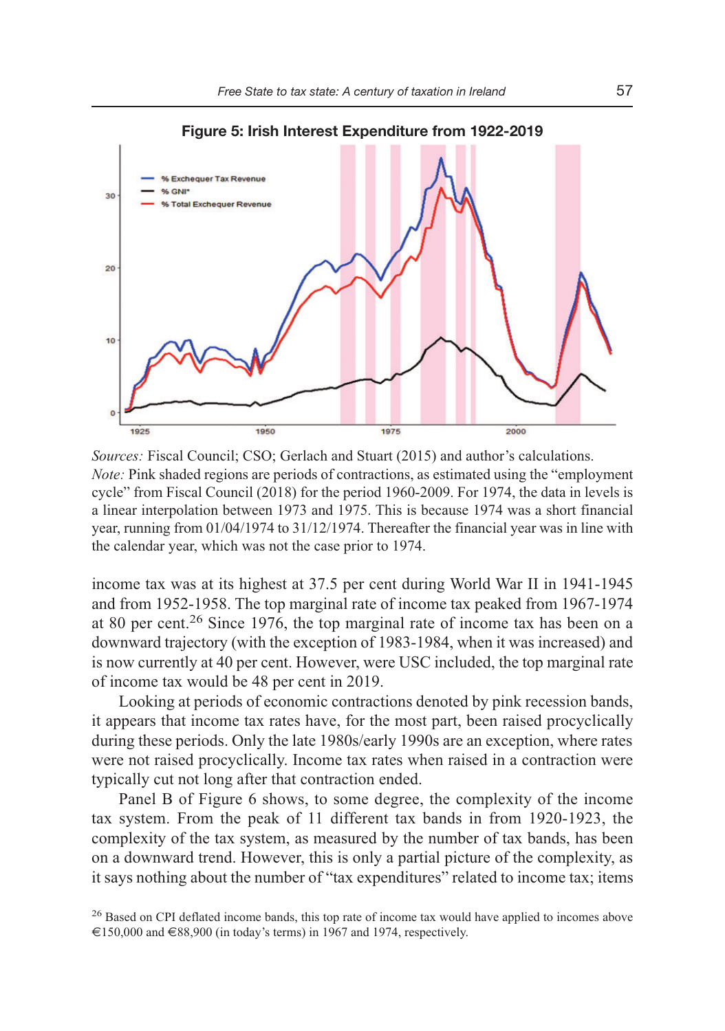**Figure 5: Irish Interest Expenditure from 1922-2019**

*Sources:* Fiscal Council; CSO; Gerlach and Stuart (2015) and author's calculations.
*Note:* Pink shaded regions are periods of contractions, as estimated using the "employment cycle" from Fiscal Council (2018) for the period 1960-2009. For 1974, the data in levels is a linear interpolation between 1973 and 1975. This is because 1974 was a short financial year, running from 01/04/1974 to 31/12/1974. Thereafter the financial year was in line with the calendar year, which was not the case prior to 1974.

income tax was at its highest at 37.5 per cent during World War II in 1941-1945 and from 1952-1958. The top marginal rate of income tax peaked from 1967-1974 at 80 per cent.[26] Since 1976, the top marginal rate of income tax has been on a downward trajectory (with the exception of 1983-1984, when it was increased) and is now currently at 40 per cent. However, were USC included, the top marginal rate of income tax would be 48 per cent in 2019.

Looking at periods of economic contractions denoted by pink recession bands, it appears that income tax rates have, for the most part, been raised procyclically during these periods. Only the late 1980s/early 1990s are an exception, where rates were not raised procyclically. Income tax rates when raised in a contraction were typically cut not long after that contraction ended.

Panel B of Figure 6 shows, to some degree, the complexity of the income tax system. From the peak of 11 different tax bands in from 1920-1923, the complexity of the tax system, as measured by the number of tax bands, has been on a downward trend. However, this is only a partial picture of the complexity, as it says nothing about the number of "tax expenditures" related to income tax; items

[26] Based on CPI deflated income bands, this top rate of income tax would have applied to incomes above €150,000 and €88,900 (in today's terms) in 1967 and 1974, respectively.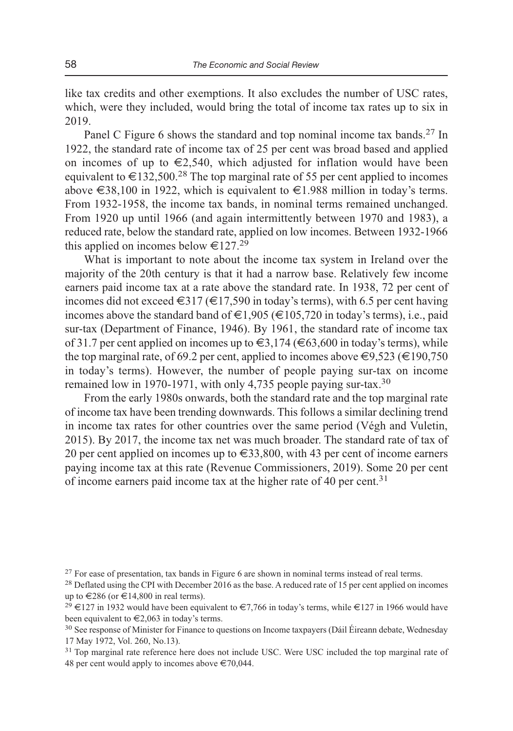like tax credits and other exemptions. It also excludes the number of USC rates, which, were they included, would bring the total of income tax rates up to six in 2019.

Panel C Figure 6 shows the standard and top nominal income tax bands.[27] In 1922, the standard rate of income tax of 25 per cent was broad based and applied on incomes of up to €2,540, which adjusted for inflation would have been equivalent to €132,500.[28] The top marginal rate of 55 per cent applied to incomes above €38,100 in 1922, which is equivalent to €1.988 million in today's terms. From 1932-1958, the income tax bands, in nominal terms remained unchanged. From 1920 up until 1966 (and again intermittently between 1970 and 1983), a reduced rate, below the standard rate, applied on low incomes. Between 1932-1966 this applied on incomes below €127.[29]

What is important to note about the income tax system in Ireland over the majority of the 20th century is that it had a narrow base. Relatively few income earners paid income tax at a rate above the standard rate. In 1938, 72 per cent of incomes did not exceed €317 (€17,590 in today's terms), with 6.5 per cent having incomes above the standard band of €1,905 (€105,720 in today's terms), i.e., paid sur-tax (Department of Finance, 1946). By 1961, the standard rate of income tax of 31.7 per cent applied on incomes up to €3,174 (€63,600 in today's terms), while the top marginal rate, of 69.2 per cent, applied to incomes above €9,523 (€190,750 in today's terms). However, the number of people paying sur-tax on income remained low in 1970-1971, with only 4,735 people paying sur-tax.[30]

From the early 1980s onwards, both the standard rate and the top marginal rate of income tax have been trending downwards. This follows a similar declining trend in income tax rates for other countries over the same period (Végh and Vuletin, 2015). By 2017, the income tax net was much broader. The standard rate of tax of 20 per cent applied on incomes up to €33,800, with 43 per cent of income earners paying income tax at this rate (Revenue Commissioners, 2019). Some 20 per cent of income earners paid income tax at the higher rate of 40 per cent.[31]

---

[27] For ease of presentation, tax bands in Figure 6 are shown in nominal terms instead of real terms.

[28] Deflated using the CPI with December 2016 as the base. A reduced rate of 15 per cent applied on incomes up to €286 (or €14,800 in real terms).

[29] €127 in 1932 would have been equivalent to €7,766 in today's terms, while €127 in 1966 would have been equivalent to €2,063 in today's terms.

[30] See response of Minister for Finance to questions on Income taxpayers (Dáil Éireann debate, Wednesday 17 May 1972, Vol. 260, No.13).

[31] Top marginal rate reference here does not include USC. Were USC included the top marginal rate of 48 per cent would apply to incomes above €70,044.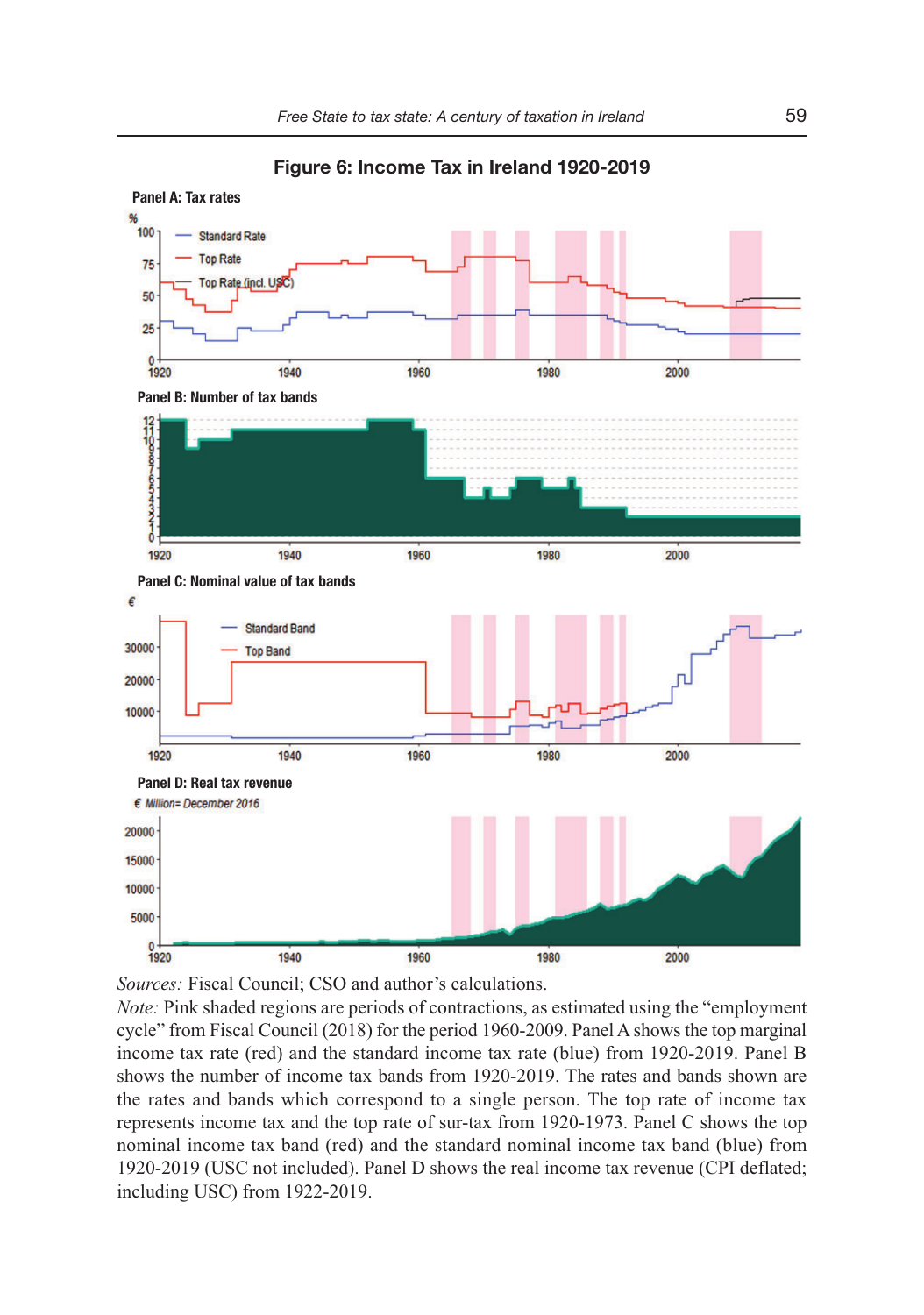**Figure 6: Income Tax in Ireland 1920-2019**

*Sources:* Fiscal Council; CSO and author's calculations.

*Note:* Pink shaded regions are periods of contractions, as estimated using the "employment cycle" from Fiscal Council (2018) for the period 1960-2009. Panel A shows the top marginal income tax rate (red) and the standard income tax rate (blue) from 1920-2019. Panel B shows the number of income tax bands from 1920-2019. The rates and bands shown are the rates and bands which correspond to a single person. The top rate of income tax represents income tax and the top rate of sur-tax from 1920-1973. Panel C shows the top nominal income tax band (red) and the standard nominal income tax band (blue) from 1920-2019 (USC not included). Panel D shows the real income tax revenue (CPI deflated; including USC) from 1922-2019.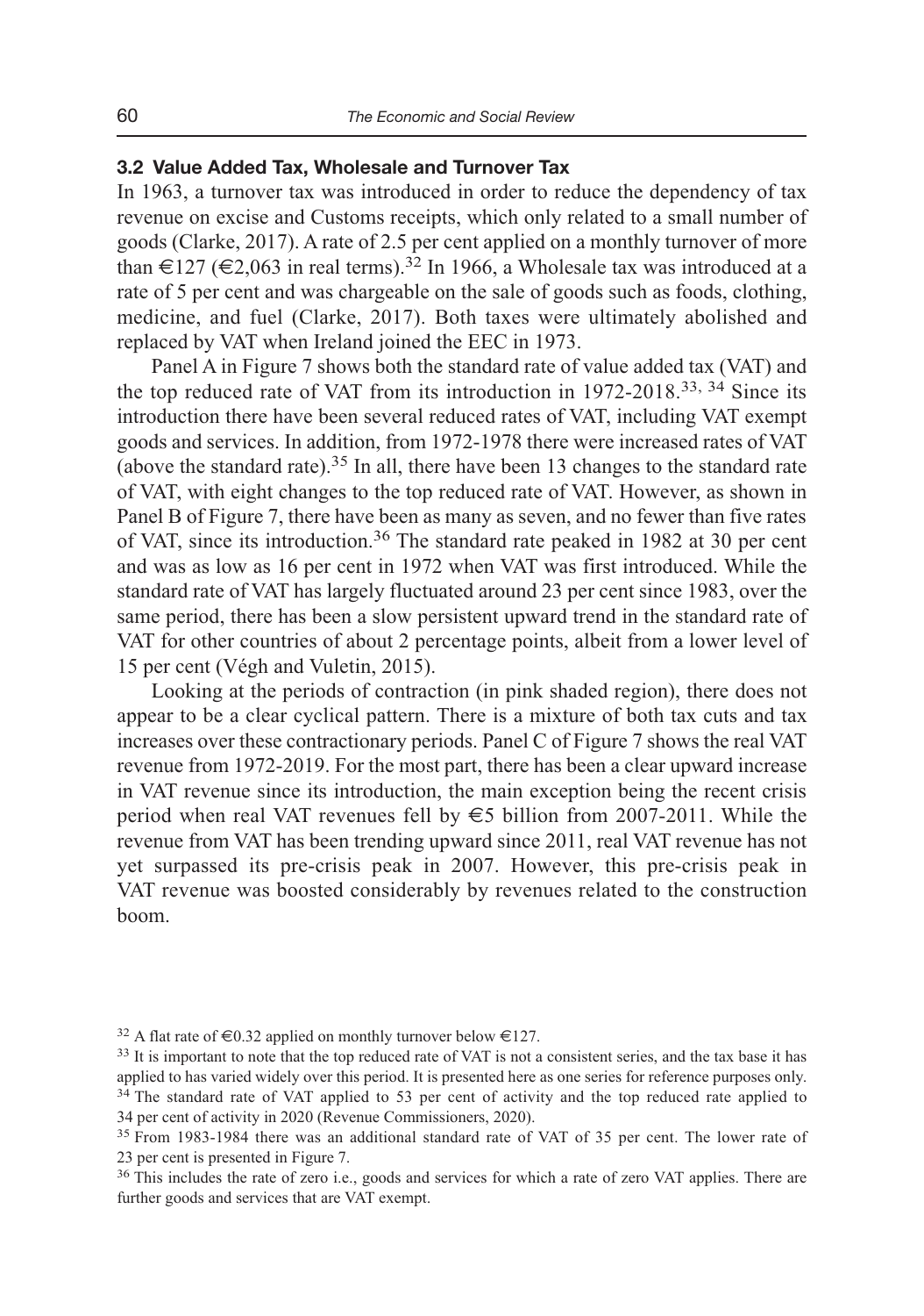### 3.2 Value Added Tax, Wholesale and Turnover Tax

In 1963, a turnover tax was introduced in order to reduce the dependency of tax revenue on excise and Customs receipts, which only related to a small number of goods (Clarke, 2017). A rate of 2.5 per cent applied on a monthly turnover of more than €127 (€2,063 in real terms).[32] In 1966, a Wholesale tax was introduced at a rate of 5 per cent and was chargeable on the sale of goods such as foods, clothing, medicine, and fuel (Clarke, 2017). Both taxes were ultimately abolished and replaced by VAT when Ireland joined the EEC in 1973.

Panel A in Figure 7 shows both the standard rate of value added tax (VAT) and the top reduced rate of VAT from its introduction in 1972-2018.[33, 34] Since its introduction there have been several reduced rates of VAT, including VAT exempt goods and services. In addition, from 1972-1978 there were increased rates of VAT (above the standard rate).[35] In all, there have been 13 changes to the standard rate of VAT, with eight changes to the top reduced rate of VAT. However, as shown in Panel B of Figure 7, there have been as many as seven, and no fewer than five rates of VAT, since its introduction.[36] The standard rate peaked in 1982 at 30 per cent and was as low as 16 per cent in 1972 when VAT was first introduced. While the standard rate of VAT has largely fluctuated around 23 per cent since 1983, over the same period, there has been a slow persistent upward trend in the standard rate of VAT for other countries of about 2 percentage points, albeit from a lower level of 15 per cent (Végh and Vuletin, 2015).

Looking at the periods of contraction (in pink shaded region), there does not appear to be a clear cyclical pattern. There is a mixture of both tax cuts and tax increases over these contractionary periods. Panel C of Figure 7 shows the real VAT revenue from 1972-2019. For the most part, there has been a clear upward increase in VAT revenue since its introduction, the main exception being the recent crisis period when real VAT revenues fell by €5 billion from 2007-2011. While the revenue from VAT has been trending upward since 2011, real VAT revenue has not yet surpassed its pre-crisis peak in 2007. However, this pre-crisis peak in VAT revenue was boosted considerably by revenues related to the construction boom.

[32] A flat rate of €0.32 applied on monthly turnover below €127.

[33] It is important to note that the top reduced rate of VAT is not a consistent series, and the tax base it has applied to has varied widely over this period. It is presented here as one series for reference purposes only.

[34] The standard rate of VAT applied to 53 per cent of activity and the top reduced rate applied to 34 per cent of activity in 2020 (Revenue Commissioners, 2020).

[35] From 1983-1984 there was an additional standard rate of VAT of 35 per cent. The lower rate of 23 per cent is presented in Figure 7.

[36] This includes the rate of zero i.e., goods and services for which a rate of zero VAT applies. There are further goods and services that are VAT exempt.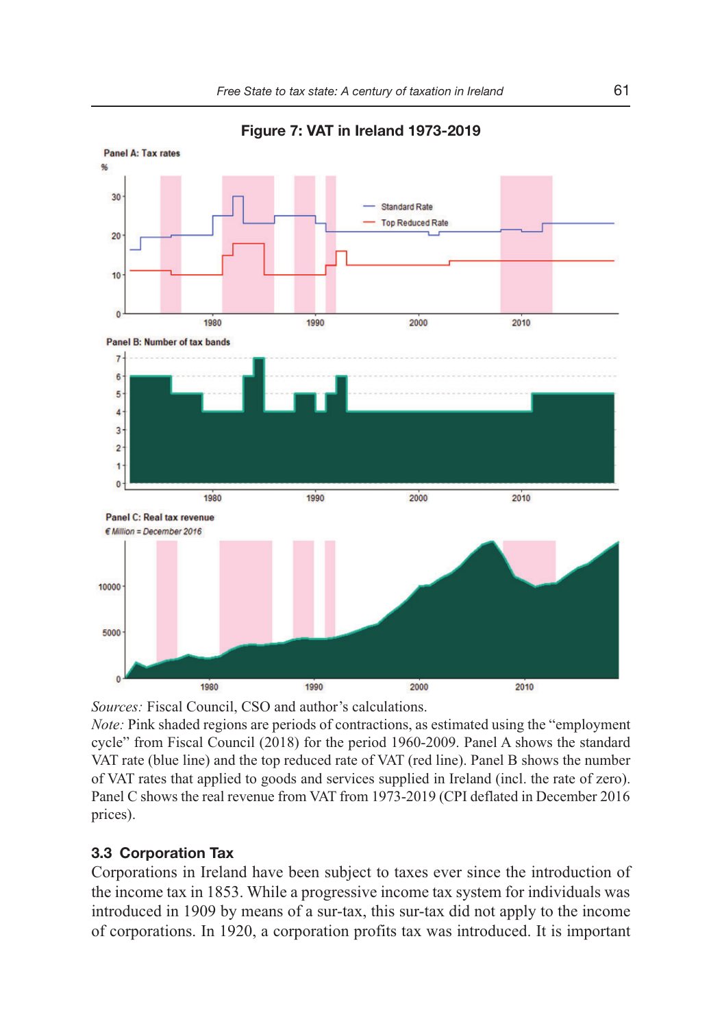**Figure 7: VAT in Ireland 1973-2019**

*Sources:* Fiscal Council, CSO and author's calculations.
*Note:* Pink shaded regions are periods of contractions, as estimated using the "employment cycle" from Fiscal Council (2018) for the period 1960-2009. Panel A shows the standard VAT rate (blue line) and the top reduced rate of VAT (red line). Panel B shows the number of VAT rates that applied to goods and services supplied in Ireland (incl. the rate of zero). Panel C shows the real revenue from VAT from 1973-2019 (CPI deflated in December 2016 prices).

### 3.3 Corporation Tax

Corporations in Ireland have been subject to taxes ever since the introduction of the income tax in 1853. While a progressive income tax system for individuals was introduced in 1909 by means of a sur-tax, this sur-tax did not apply to the income of corporations. In 1920, a corporation profits tax was introduced. It is important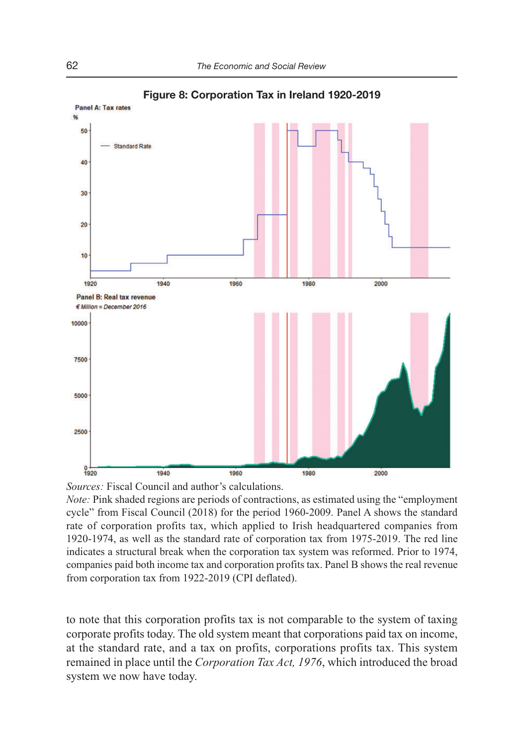**Figure 8: Corporation Tax in Ireland 1920-2019**

*Sources:* Fiscal Council and author's calculations.
*Note:* Pink shaded regions are periods of contractions, as estimated using the "employment cycle" from Fiscal Council (2018) for the period 1960-2009. Panel A shows the standard rate of corporation profits tax, which applied to Irish headquartered companies from 1920-1974, as well as the standard rate of corporation tax from 1975-2019. The red line indicates a structural break when the corporation tax system was reformed. Prior to 1974, companies paid both income tax and corporation profits tax. Panel B shows the real revenue from corporation tax from 1922-2019 (CPI deflated).

to note that this corporation profits tax is not comparable to the system of taxing corporate profits today. The old system meant that corporations paid tax on income, at the standard rate, and a tax on profits, corporations profits tax. This system remained in place until the *Corporation Tax Act, 1976*, which introduced the broad system we now have today.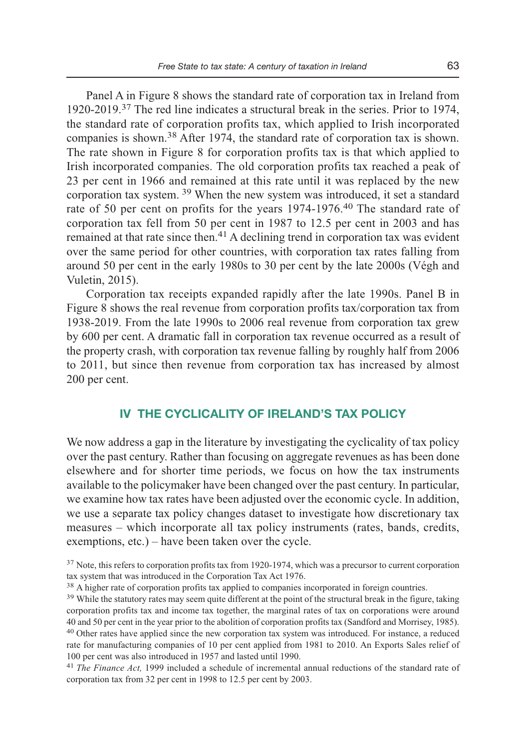Panel A in Figure 8 shows the standard rate of corporation tax in Ireland from 1920-2019.[37] The red line indicates a structural break in the series. Prior to 1974, the standard rate of corporation profits tax, which applied to Irish incorporated companies is shown.[38] After 1974, the standard rate of corporation tax is shown. The rate shown in Figure 8 for corporation profits tax is that which applied to Irish incorporated companies. The old corporation profits tax reached a peak of 23 per cent in 1966 and remained at this rate until it was replaced by the new corporation tax system. [39] When the new system was introduced, it set a standard rate of 50 per cent on profits for the years 1974-1976.[40] The standard rate of corporation tax fell from 50 per cent in 1987 to 12.5 per cent in 2003 and has remained at that rate since then.[41] A declining trend in corporation tax was evident over the same period for other countries, with corporation tax rates falling from around 50 per cent in the early 1980s to 30 per cent by the late 2000s (Végh and Vuletin, 2015).

Corporation tax receipts expanded rapidly after the late 1990s. Panel B in Figure 8 shows the real revenue from corporation profits tax/corporation tax from 1938-2019. From the late 1990s to 2006 real revenue from corporation tax grew by 600 per cent. A dramatic fall in corporation tax revenue occurred as a result of the property crash, with corporation tax revenue falling by roughly half from 2006 to 2011, but since then revenue from corporation tax has increased by almost 200 per cent.

## IV THE CYCLICALITY OF IRELAND'S TAX POLICY

We now address a gap in the literature by investigating the cyclicality of tax policy over the past century. Rather than focusing on aggregate revenues as has been done elsewhere and for shorter time periods, we focus on how the tax instruments available to the policymaker have been changed over the past century. In particular, we examine how tax rates have been adjusted over the economic cycle. In addition, we use a separate tax policy changes dataset to investigate how discretionary tax measures – which incorporate all tax policy instruments (rates, bands, credits, exemptions, etc.) – have been taken over the cycle.

[37] Note, this refers to corporation profits tax from 1920-1974, which was a precursor to current corporation tax system that was introduced in the Corporation Tax Act 1976.

[38] A higher rate of corporation profits tax applied to companies incorporated in foreign countries.

[39] While the statutory rates may seem quite different at the point of the structural break in the figure, taking corporation profits tax and income tax together, the marginal rates of tax on corporations were around 40 and 50 per cent in the year prior to the abolition of corporation profits tax (Sandford and Morrisey, 1985).

[40] Other rates have applied since the new corporation tax system was introduced. For instance, a reduced rate for manufacturing companies of 10 per cent applied from 1981 to 2010. An Exports Sales relief of 100 per cent was also introduced in 1957 and lasted until 1990.

[41] *The Finance Act,* 1999 included a schedule of incremental annual reductions of the standard rate of corporation tax from 32 per cent in 1998 to 12.5 per cent by 2003.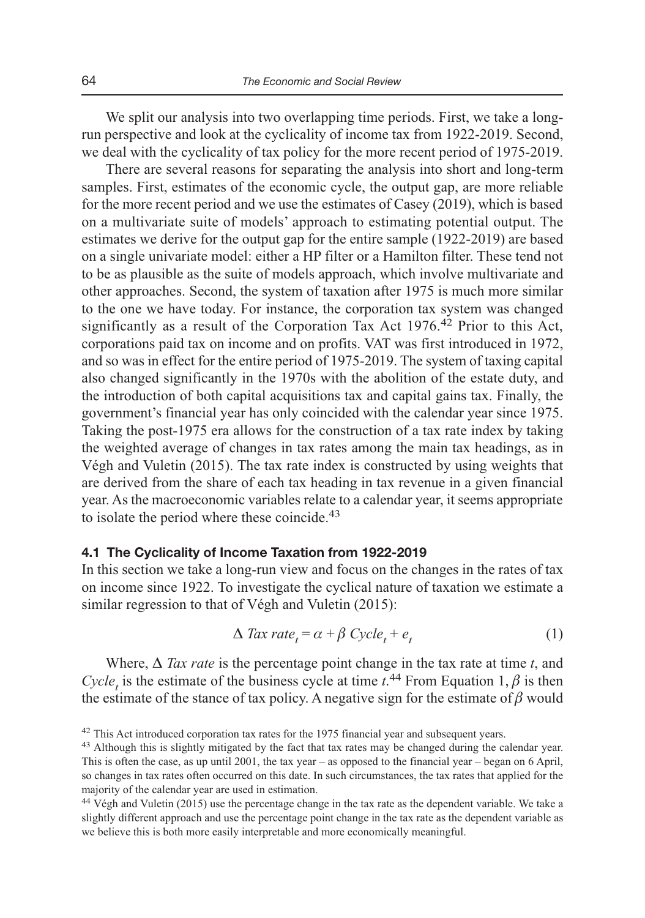We split our analysis into two overlapping time periods. First, we take a long-run perspective and look at the cyclicality of income tax from 1922-2019. Second, we deal with the cyclicality of tax policy for the more recent period of 1975-2019.

There are several reasons for separating the analysis into short and long-term samples. First, estimates of the economic cycle, the output gap, are more reliable for the more recent period and we use the estimates of Casey (2019), which is based on a multivariate suite of models' approach to estimating potential output. The estimates we derive for the output gap for the entire sample (1922-2019) are based on a single univariate model: either a HP filter or a Hamilton filter. These tend not to be as plausible as the suite of models approach, which involve multivariate and other approaches. Second, the system of taxation after 1975 is much more similar to the one we have today. For instance, the corporation tax system was changed significantly as a result of the Corporation Tax Act 1976.[42] Prior to this Act, corporations paid tax on income and on profits. VAT was first introduced in 1972, and so was in effect for the entire period of 1975-2019. The system of taxing capital also changed significantly in the 1970s with the abolition of the estate duty, and the introduction of both capital acquisitions tax and capital gains tax. Finally, the government's financial year has only coincided with the calendar year since 1975. Taking the post-1975 era allows for the construction of a tax rate index by taking the weighted average of changes in tax rates among the main tax headings, as in Végh and Vuletin (2015). The tax rate index is constructed by using weights that are derived from the share of each tax heading in tax revenue in a given financial year. As the macroeconomic variables relate to a calendar year, it seems appropriate to isolate the period where these coincide.[43]

#### 4.1 The Cyclicality of Income Taxation from 1922-2019

In this section we take a long-run view and focus on the changes in the rates of tax on income since 1922. To investigate the cyclical nature of taxation we estimate a similar regression to that of Végh and Vuletin (2015):

$$\Delta \, Tax \ rate_t = \alpha + \beta \ Cycle_t + e_t \tag{1}$$

Where, $\Delta$ *Tax rate* is the percentage point change in the tax rate at time $t$, and $Cycle_t$ is the estimate of the business cycle at time $t$.[44] From Equation 1, $\beta$ is then the estimate of the stance of tax policy. A negative sign for the estimate of $\beta$ would

[42] This Act introduced corporation tax rates for the 1975 financial year and subsequent years.

[43] Although this is slightly mitigated by the fact that tax rates may be changed during the calendar year. This is often the case, as up until 2001, the tax year – as opposed to the financial year – began on 6 April, so changes in tax rates often occurred on this date. In such circumstances, the tax rates that applied for the majority of the calendar year are used in estimation.

[44] Végh and Vuletin (2015) use the percentage change in the tax rate as the dependent variable. We take a slightly different approach and use the percentage point change in the tax rate as the dependent variable as we believe this is both more easily interpretable and more economically meaningful.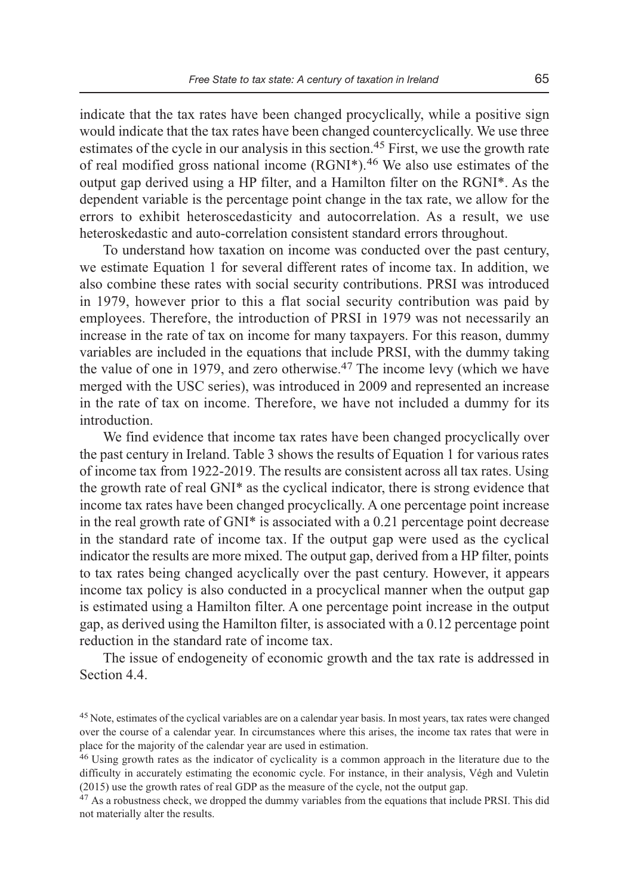indicate that the tax rates have been changed procyclically, while a positive sign would indicate that the tax rates have been changed countercyclically. We use three estimates of the cycle in our analysis in this section.[45] First, we use the growth rate of real modified gross national income (RGNI*).[46] We also use estimates of the output gap derived using a HP filter, and a Hamilton filter on the RGNI*. As the dependent variable is the percentage point change in the tax rate, we allow for the errors to exhibit heteroscedasticity and autocorrelation. As a result, we use heteroskedastic and auto-correlation consistent standard errors throughout.

To understand how taxation on income was conducted over the past century, we estimate Equation 1 for several different rates of income tax. In addition, we also combine these rates with social security contributions. PRSI was introduced in 1979, however prior to this a flat social security contribution was paid by employees. Therefore, the introduction of PRSI in 1979 was not necessarily an increase in the rate of tax on income for many taxpayers. For this reason, dummy variables are included in the equations that include PRSI, with the dummy taking the value of one in 1979, and zero otherwise.[47] The income levy (which we have merged with the USC series), was introduced in 2009 and represented an increase in the rate of tax on income. Therefore, we have not included a dummy for its introduction.

We find evidence that income tax rates have been changed procyclically over the past century in Ireland. Table 3 shows the results of Equation 1 for various rates of income tax from 1922-2019. The results are consistent across all tax rates. Using the growth rate of real GNI* as the cyclical indicator, there is strong evidence that income tax rates have been changed procyclically. A one percentage point increase in the real growth rate of GNI* is associated with a 0.21 percentage point decrease in the standard rate of income tax. If the output gap were used as the cyclical indicator the results are more mixed. The output gap, derived from a HP filter, points to tax rates being changed acyclically over the past century. However, it appears income tax policy is also conducted in a procyclical manner when the output gap is estimated using a Hamilton filter. A one percentage point increase in the output gap, as derived using the Hamilton filter, is associated with a 0.12 percentage point reduction in the standard rate of income tax.

The issue of endogeneity of economic growth and the tax rate is addressed in Section 4.4.

[45] Note, estimates of the cyclical variables are on a calendar year basis. In most years, tax rates were changed over the course of a calendar year. In circumstances where this arises, the income tax rates that were in place for the majority of the calendar year are used in estimation.

[46] Using growth rates as the indicator of cyclicality is a common approach in the literature due to the difficulty in accurately estimating the economic cycle. For instance, in their analysis, Végh and Vuletin (2015) use the growth rates of real GDP as the measure of the cycle, not the output gap.

[47] As a robustness check, we dropped the dummy variables from the equations that include PRSI. This did not materially alter the results.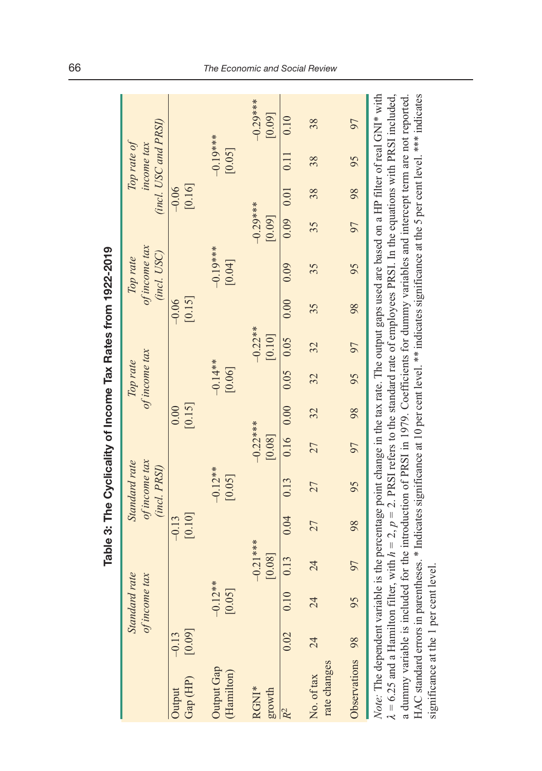**Table 3: The Cyclicality of Income Tax Rates from 1922-2019**

| | *Standard rate of income tax* | | | *Standard rate of income tax (incl. PRSI)* | | | *Top rate of income tax* | | | *Top rate of income tax (incl. USC)* | | *Top rate of income tax (incl. USC and PRSI)* | | | |
|---|---|---|---|---|---|---|---|---|---|---|---|---|---|---|---|
| Output Gap (HP) | −0.13 [0.09] | | | −0.13 [0.10] | | | 0.00 [0.15] | | | −0.06 [0.15] | | | −0.06 [0.16] | | |
| Output Gap (Hamilton) | | −0.12** [0.05] | | | −0.12** [0.05] | | | −0.14** [0.06] | | | −0.19*** [0.04] | | | −0.19*** [0.05] | |
| RGNI* growth | | | −0.21*** [0.08] | | | −0.22*** [0.08] | | | −0.22** [0.10] | | | −0.29*** [0.09] | | | −0.29*** [0.09] |
| $R^2$ | 0.02 | 0.10 | 0.13 | 0.04 | 0.13 | 0.16 | 0.00 | 0.05 | 0.05 | 0.00 | 0.09 | 0.09 | 0.01 | 0.11 | 0.10 |
| No. of tax rate changes | 24 | 24 | 24 | 27 | 27 | 27 | 32 | 32 | 32 | 35 | 35 | 35 | 38 | 38 | 38 |
| Observations | 98 | 95 | 97 | 98 | 95 | 97 | 98 | 95 | 97 | 98 | 95 | 97 | 98 | 95 | 97 |

*Note:* The dependent variable is the percentage point change in the tax rate. The output gaps used are based on a HP filter of real GNI* with $\lambda = 6.25$ and a Hamilton filter, with $h = 2$, $p = 2$. PRSI refers to the standard rate of employees PRSI. In the equations with PRSI included, a dummy variable is included for the introduction of PRSI in 1979. Coefficients for dummy variables and intercept term are not reported. HAC standard errors in parentheses. * Indicates significance at 10 per cent level. ** indicates significance at the 5 per cent level. *** indicates significance at the 1 per cent level.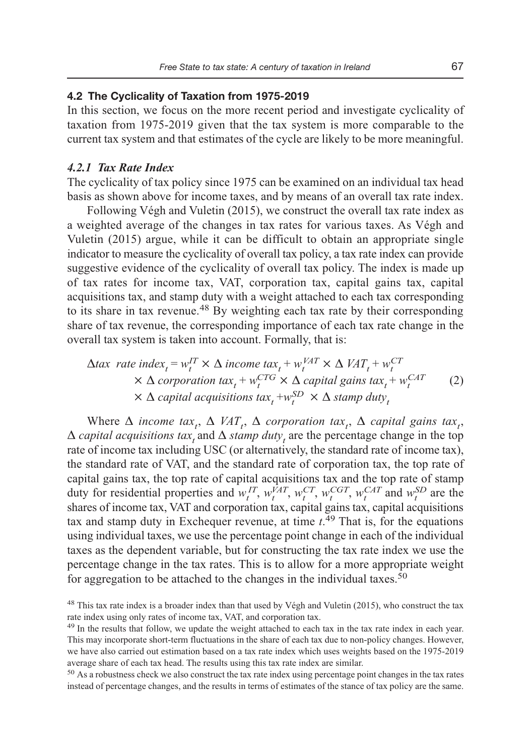### 4.2 The Cyclicality of Taxation from 1975-2019

In this section, we focus on the more recent period and investigate cyclicality of taxation from 1975-2019 given that the tax system is more comparable to the current tax system and that estimates of the cycle are likely to be more meaningful.

#### *4.2.1 Tax Rate Index*

The cyclicality of tax policy since 1975 can be examined on an individual tax head basis as shown above for income taxes, and by means of an overall tax rate index.

Following Végh and Vuletin (2015), we construct the overall tax rate index as a weighted average of the changes in tax rates for various taxes. As Végh and Vuletin (2015) argue, while it can be difficult to obtain an appropriate single indicator to measure the cyclicality of overall tax policy, a tax rate index can provide suggestive evidence of the cyclicality of overall tax policy. The index is made up of tax rates for income tax, VAT, corporation tax, capital gains tax, capital acquisitions tax, and stamp duty with a weight attached to each tax corresponding to its share in tax revenue.[48] By weighting each tax rate by their corresponding share of tax revenue, the corresponding importance of each tax rate change in the overall tax system is taken into account. Formally, that is:

$$\begin{aligned}\Delta tax\ \ rate\ index_t = w_t^{IT} \times \Delta\ income\ tax_t + w_t^{VAT} \times \Delta\ VAT_t + w_t^{CT} \\ \times \Delta\ corporation\ tax_t + w_t^{CTG} \times \Delta\ capital\ gains\ tax_t + w_t^{CAT} \\ \times \Delta\ capital\ acquisitions\ tax_t + w_t^{SD} \times \Delta\ stamp\ duty_t\end{aligned} \quad (2)$$

Where $\Delta$ *income tax*$_t$, $\Delta$ *VAT*$_t$, $\Delta$ *corporation tax*$_t$, $\Delta$ *capital gains tax*$_t$, $\Delta$ *capital acquisitions tax*$_t$ and $\Delta$ *stamp duty*$_t$ are the percentage change in the top rate of income tax including USC (or alternatively, the standard rate of income tax), the standard rate of VAT, and the standard rate of corporation tax, the top rate of capital gains tax, the top rate of capital acquisitions tax and the top rate of stamp duty for residential properties and $w_t^{IT}$, $w_t^{VAT}$, $w_t^{CT}$, $w_t^{CGT}$, $w_t^{CAT}$ and $w_t^{SD}$ are the shares of income tax, VAT and corporation tax, capital gains tax, capital acquisitions tax and stamp duty in Exchequer revenue, at time *t*.[49] That is, for the equations using individual taxes, we use the percentage point change in each of the individual taxes as the dependent variable, but for constructing the tax rate index we use the percentage change in the tax rates. This is to allow for a more appropriate weight for aggregation to be attached to the changes in the individual taxes.[50]

[48] This tax rate index is a broader index than that used by Végh and Vuletin (2015), who construct the tax rate index using only rates of income tax, VAT, and corporation tax.

[49] In the results that follow, we update the weight attached to each tax in the tax rate index in each year. This may incorporate short-term fluctuations in the share of each tax due to non-policy changes. However, we have also carried out estimation based on a tax rate index which uses weights based on the 1975-2019 average share of each tax head. The results using this tax rate index are similar.

[50] As a robustness check we also construct the tax rate index using percentage point changes in the tax rates instead of percentage changes, and the results in terms of estimates of the stance of tax policy are the same.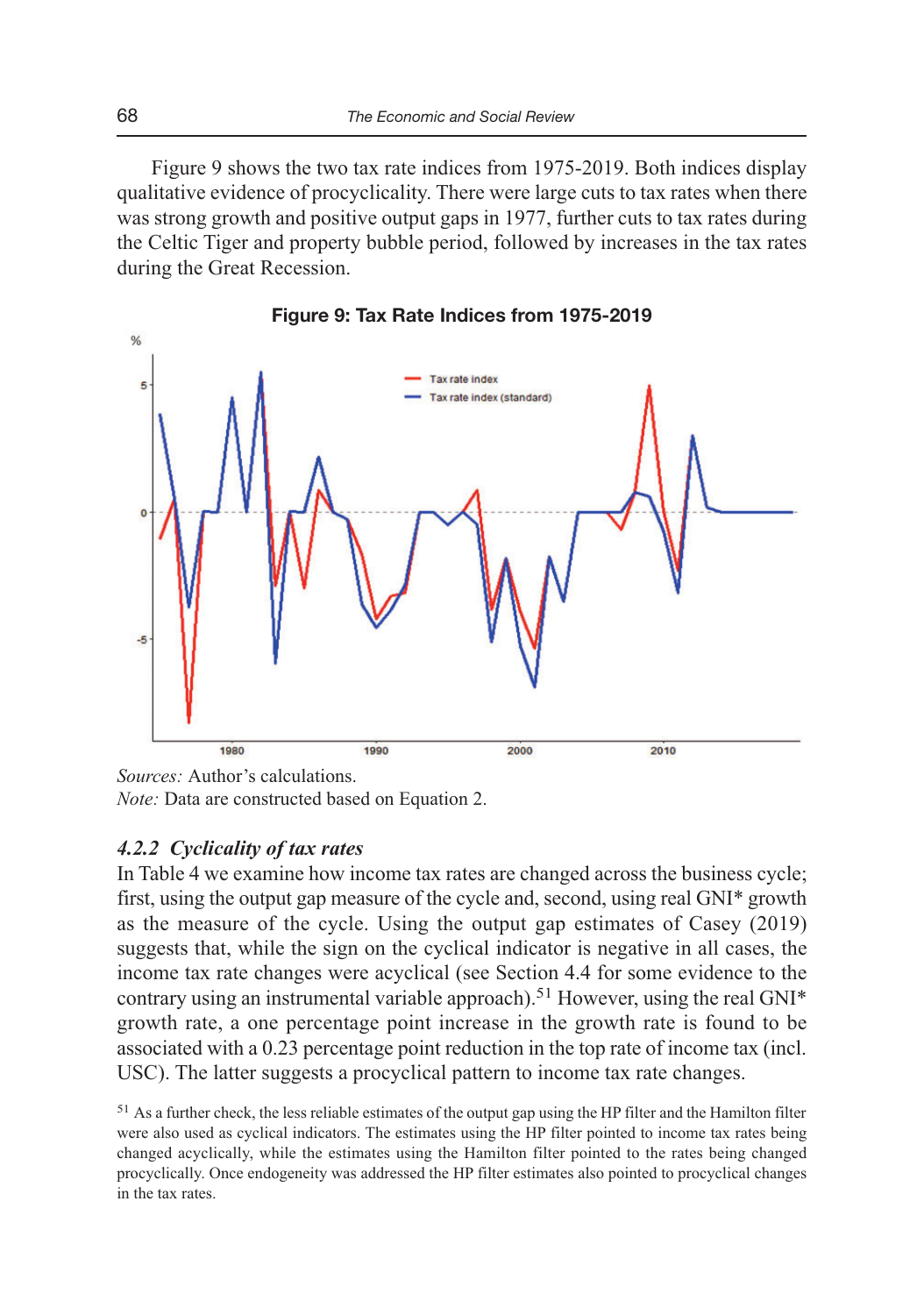Figure 9 shows the two tax rate indices from 1975-2019. Both indices display qualitative evidence of procyclicality. There were large cuts to tax rates when there was strong growth and positive output gaps in 1977, further cuts to tax rates during the Celtic Tiger and property bubble period, followed by increases in the tax rates during the Great Recession.

**Figure 9: Tax Rate Indices from 1975-2019**

*Sources:* Author's calculations.
*Note:* Data are constructed based on Equation 2.

### *4.2.2 Cyclicality of tax rates*

In Table 4 we examine how income tax rates are changed across the business cycle; first, using the output gap measure of the cycle and, second, using real GNI* growth as the measure of the cycle. Using the output gap estimates of Casey (2019) suggests that, while the sign on the cyclical indicator is negative in all cases, the income tax rate changes were acyclical (see Section 4.4 for some evidence to the contrary using an instrumental variable approach).[51] However, using the real GNI* growth rate, a one percentage point increase in the growth rate is found to be associated with a 0.23 percentage point reduction in the top rate of income tax (incl. USC). The latter suggests a procyclical pattern to income tax rate changes.

[51] As a further check, the less reliable estimates of the output gap using the HP filter and the Hamilton filter were also used as cyclical indicators. The estimates using the HP filter pointed to income tax rates being changed acyclically, while the estimates using the Hamilton filter pointed to the rates being changed procyclically. Once endogeneity was addressed the HP filter estimates also pointed to procyclical changes in the tax rates.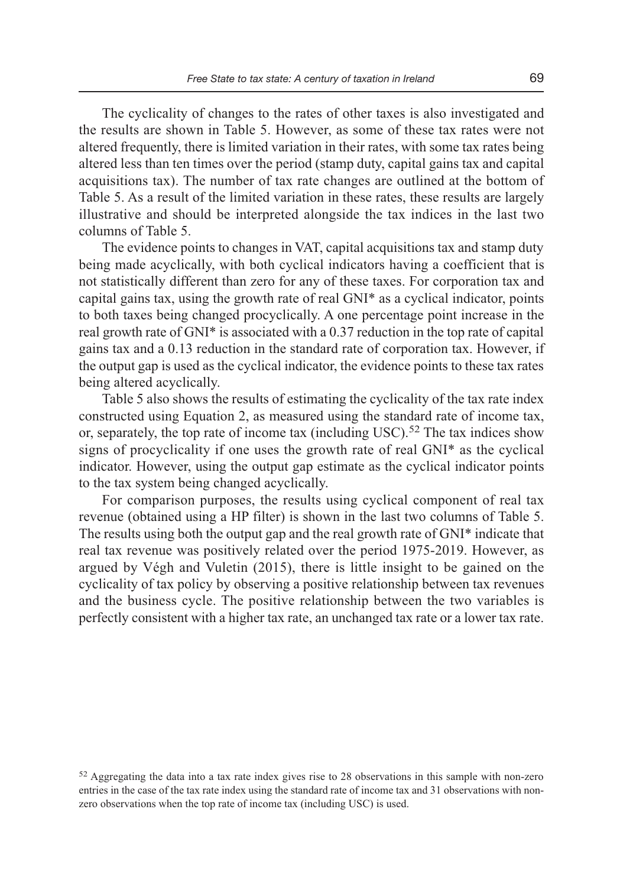The cyclicality of changes to the rates of other taxes is also investigated and the results are shown in Table 5. However, as some of these tax rates were not altered frequently, there is limited variation in their rates, with some tax rates being altered less than ten times over the period (stamp duty, capital gains tax and capital acquisitions tax). The number of tax rate changes are outlined at the bottom of Table 5. As a result of the limited variation in these rates, these results are largely illustrative and should be interpreted alongside the tax indices in the last two columns of Table 5.

The evidence points to changes in VAT, capital acquisitions tax and stamp duty being made acyclically, with both cyclical indicators having a coefficient that is not statistically different than zero for any of these taxes. For corporation tax and capital gains tax, using the growth rate of real GNI* as a cyclical indicator, points to both taxes being changed procyclically. A one percentage point increase in the real growth rate of GNI* is associated with a 0.37 reduction in the top rate of capital gains tax and a 0.13 reduction in the standard rate of corporation tax. However, if the output gap is used as the cyclical indicator, the evidence points to these tax rates being altered acyclically.

Table 5 also shows the results of estimating the cyclicality of the tax rate index constructed using Equation 2, as measured using the standard rate of income tax, or, separately, the top rate of income tax (including USC).[52] The tax indices show signs of procyclicality if one uses the growth rate of real GNI* as the cyclical indicator. However, using the output gap estimate as the cyclical indicator points to the tax system being changed acyclically.

For comparison purposes, the results using cyclical component of real tax revenue (obtained using a HP filter) is shown in the last two columns of Table 5. The results using both the output gap and the real growth rate of GNI* indicate that real tax revenue was positively related over the period 1975-2019. However, as argued by Végh and Vuletin (2015), there is little insight to be gained on the cyclicality of tax policy by observing a positive relationship between tax revenues and the business cycle. The positive relationship between the two variables is perfectly consistent with a higher tax rate, an unchanged tax rate or a lower tax rate.

[52] Aggregating the data into a tax rate index gives rise to 28 observations in this sample with non-zero entries in the case of the tax rate index using the standard rate of income tax and 31 observations with non-zero observations when the top rate of income tax (including USC) is used.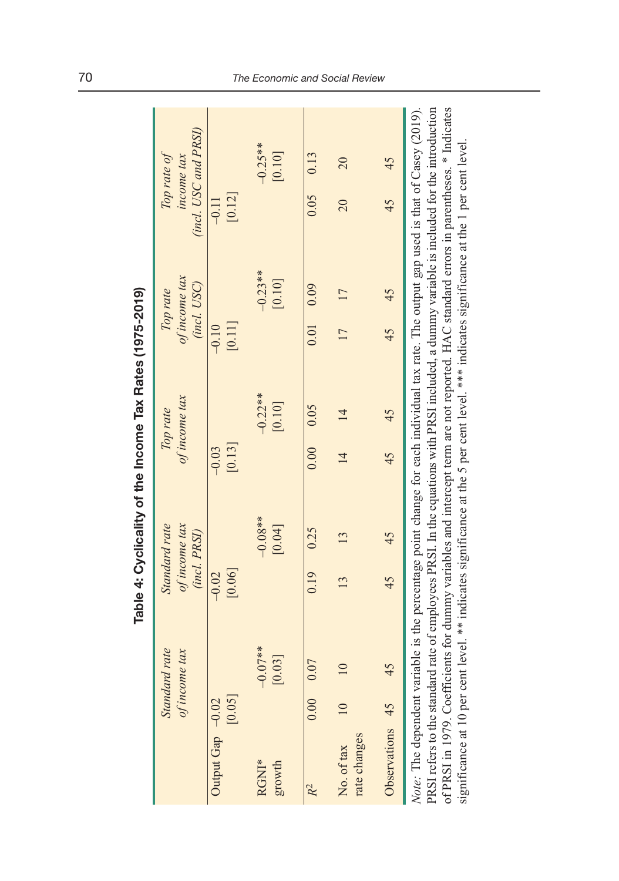**Table 4: Cyclicality of the Income Tax Rates (1975-2019)**

| | *Standard rate of income tax* | | *Standard rate of income tax (incl. PRSI)* | | *Top rate of income tax* | | *Top rate of income tax (incl. USC)* | | *Top rate of income tax (incl. USC and PRSI)* | |
|---|---|---|---|---|---|---|---|---|---|---|
| Output Gap | –0.02 | | –0.02 | | –0.03 | | –0.10 | | –0.11 | |
| | [0.05] | | [0.06] | | [0.13] | | [0.11] | | [0.12] | |
| RGNI* growth | | –0.07** | | –0.08** | | –0.22** | | –0.23** | | –0.25** |
| | | [0.03] | | [0.04] | | [0.10] | | [0.10] | | [0.10] |
| $R^2$ | 0.00 | 0.07 | 0.19 | 0.25 | 0.00 | 0.05 | 0.01 | 0.09 | 0.05 | 0.13 |
| No. of tax rate changes | 10 | 10 | 13 | 13 | 14 | 14 | 17 | 17 | 20 | 20 |
| Observations | 45 | 45 | 45 | 45 | 45 | 45 | 45 | 45 | 45 | 45 |

*Note:* The dependent variable is the percentage point change for each individual tax rate. The output gap used is that of Casey (2019). PRSI refers to the standard rate of employees PRSI. In the equations with PRSI included, a dummy variable is included for the introduction of PRSI in 1979. Coefficients for dummy variables and intercept term are not reported. HAC standard errors in parentheses. * Indicates significance at 10 per cent level. ** indicates significance at the 5 per cent level. *** indicates significance at the 1 per cent level.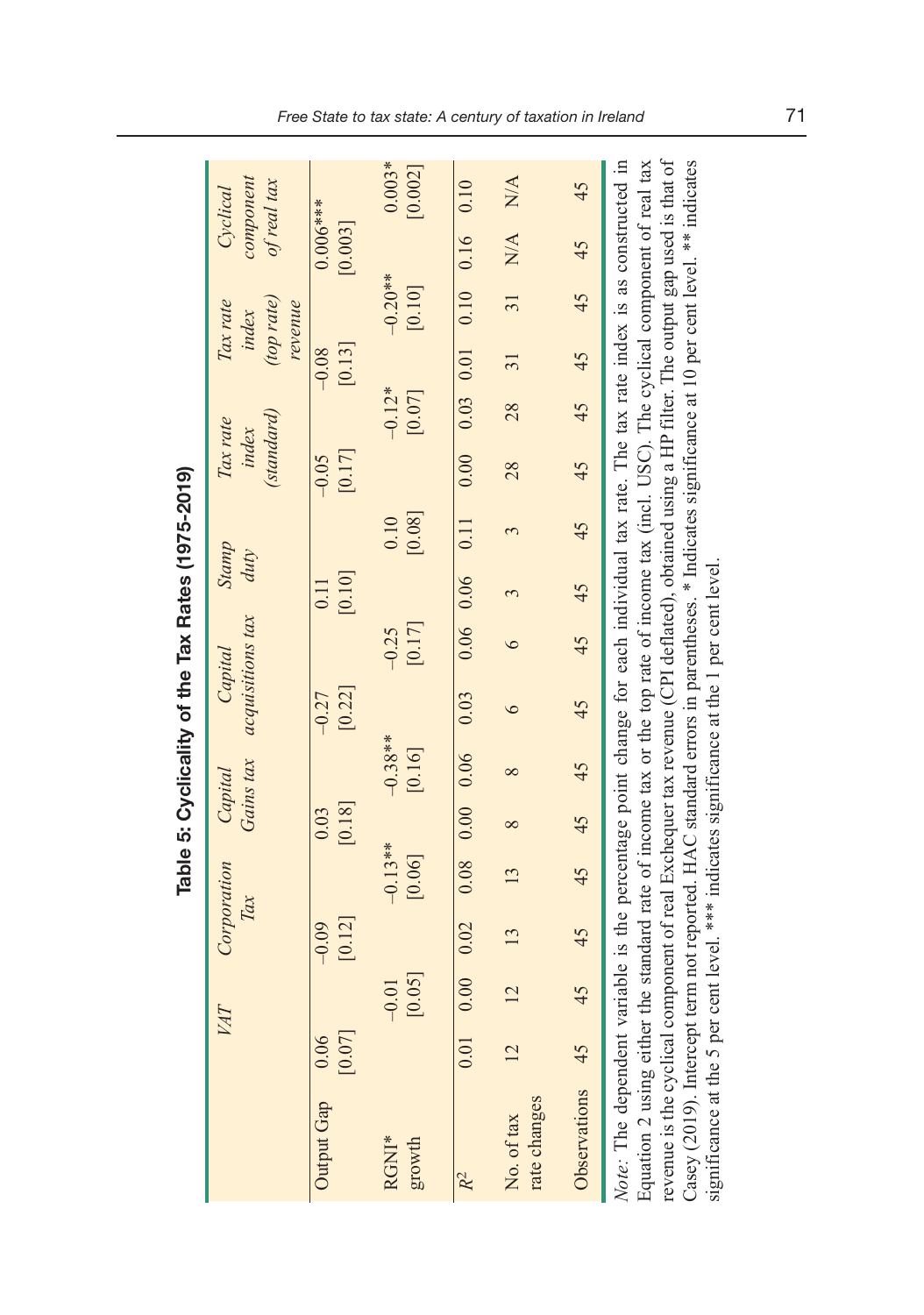**Table 5: Cyclicality of the Tax Rates (1975-2019)**

| | VAT | | Corporation Tax | | Capital Gains tax | | Capital acquisitions tax | | Stamp duty | | Tax rate index (standard) | | Tax rate index (top rate) revenue | | Cyclical component of real tax | |
|---|---|---|---|---|---|---|---|---|---|---|---|---|---|---|---|---|
| Output Gap | 0.06 [0.07] | | −0.09 [0.12] | | 0.03 [0.18] | | −0.27 [0.22] | | 0.11 [0.10] | | −0.05 [0.17] | | −0.08 [0.13] | | 0.006*** [0.003] | |
| RGNI* growth | | −0.01 [0.05] | | −0.13** [0.06] | | −0.38** [0.16] | | −0.25 [0.17] | | 0.10 [0.08] | | −0.12* [0.07] | | −0.20** [0.10] | | 0.003* [0.002] |
| $R^2$ | 0.01 | 0.00 | 0.02 | 0.08 | 0.00 | 0.06 | 0.03 | 0.06 | 0.06 | 0.11 | 0.00 | 0.03 | 0.01 | 0.10 | 0.16 | 0.10 |
| No. of tax rate changes | 12 | 12 | 13 | 13 | 8 | 8 | 6 | 6 | 3 | 3 | 28 | 28 | 31 | 31 | N/A | N/A |
| Observations | 45 | 45 | 45 | 45 | 45 | 45 | 45 | 45 | 45 | 45 | 45 | 45 | 45 | 45 | 45 | 45 |

*Note:* The dependent variable is the percentage point change for each individual tax rate. The tax rate index is as constructed in Equation 2 using either the standard rate of income tax or the top rate of income tax (incl. USC). The cyclical component of real tax revenue is the cyclical component of real Exchequer tax revenue (CPI deflated), obtained using a HP filter. The output gap used is that of Casey (2019). Intercept term not reported. HAC standard errors in parentheses. * Indicates significance at 10 per cent level. ** indicates significance at the 5 per cent level. *** indicates significance at the 1 per cent level.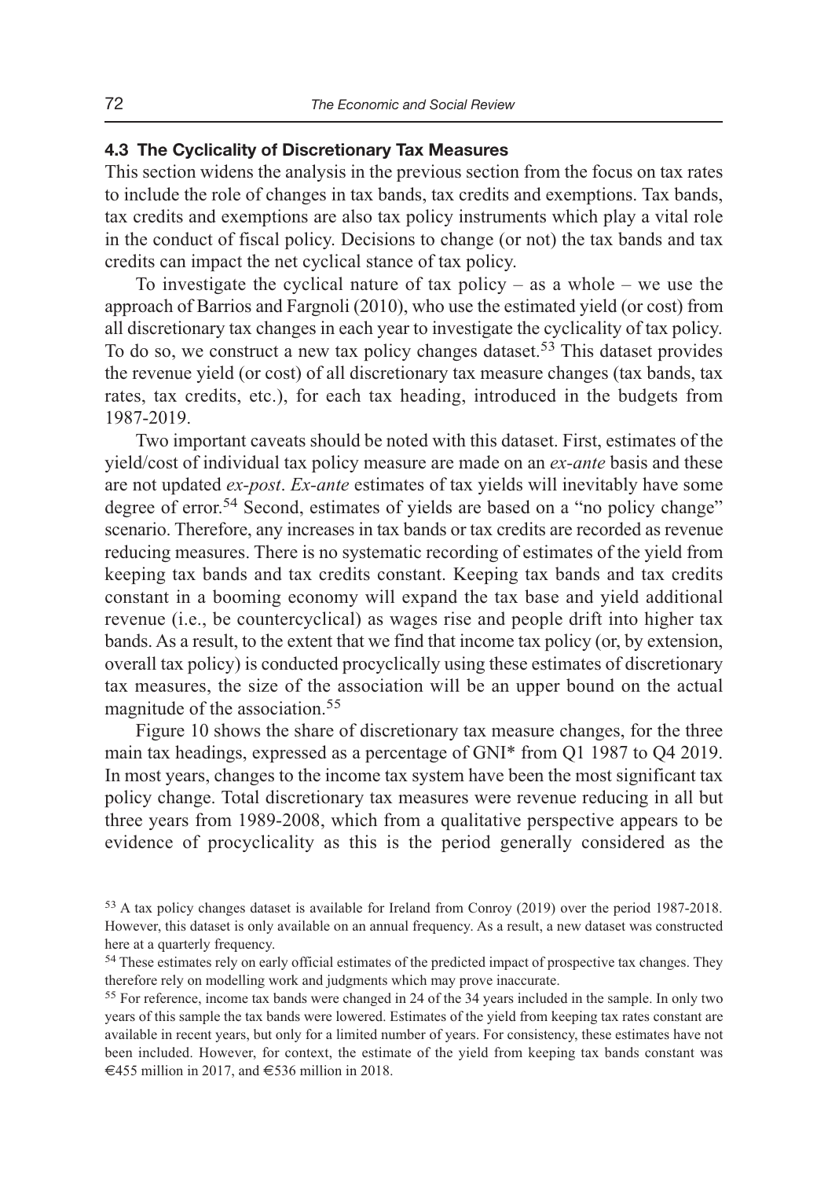### 4.3 The Cyclicality of Discretionary Tax Measures

This section widens the analysis in the previous section from the focus on tax rates to include the role of changes in tax bands, tax credits and exemptions. Tax bands, tax credits and exemptions are also tax policy instruments which play a vital role in the conduct of fiscal policy. Decisions to change (or not) the tax bands and tax credits can impact the net cyclical stance of tax policy.

To investigate the cyclical nature of tax policy – as a whole – we use the approach of Barrios and Fargnoli (2010), who use the estimated yield (or cost) from all discretionary tax changes in each year to investigate the cyclicality of tax policy. To do so, we construct a new tax policy changes dataset.[53] This dataset provides the revenue yield (or cost) of all discretionary tax measure changes (tax bands, tax rates, tax credits, etc.), for each tax heading, introduced in the budgets from 1987-2019.

Two important caveats should be noted with this dataset. First, estimates of the yield/cost of individual tax policy measure are made on an *ex-ante* basis and these are not updated *ex-post*. *Ex-ante* estimates of tax yields will inevitably have some degree of error.[54] Second, estimates of yields are based on a "no policy change" scenario. Therefore, any increases in tax bands or tax credits are recorded as revenue reducing measures. There is no systematic recording of estimates of the yield from keeping tax bands and tax credits constant. Keeping tax bands and tax credits constant in a booming economy will expand the tax base and yield additional revenue (i.e., be countercyclical) as wages rise and people drift into higher tax bands. As a result, to the extent that we find that income tax policy (or, by extension, overall tax policy) is conducted procyclically using these estimates of discretionary tax measures, the size of the association will be an upper bound on the actual magnitude of the association.[55]

Figure 10 shows the share of discretionary tax measure changes, for the three main tax headings, expressed as a percentage of GNI* from Q1 1987 to Q4 2019. In most years, changes to the income tax system have been the most significant tax policy change. Total discretionary tax measures were revenue reducing in all but three years from 1989-2008, which from a qualitative perspective appears to be evidence of procyclicality as this is the period generally considered as the

[53] A tax policy changes dataset is available for Ireland from Conroy (2019) over the period 1987-2018. However, this dataset is only available on an annual frequency. As a result, a new dataset was constructed here at a quarterly frequency.

[54] These estimates rely on early official estimates of the predicted impact of prospective tax changes. They therefore rely on modelling work and judgments which may prove inaccurate.

[55] For reference, income tax bands were changed in 24 of the 34 years included in the sample. In only two years of this sample the tax bands were lowered. Estimates of the yield from keeping tax rates constant are available in recent years, but only for a limited number of years. For consistency, these estimates have not been included. However, for context, the estimate of the yield from keeping tax bands constant was €455 million in 2017, and €536 million in 2018.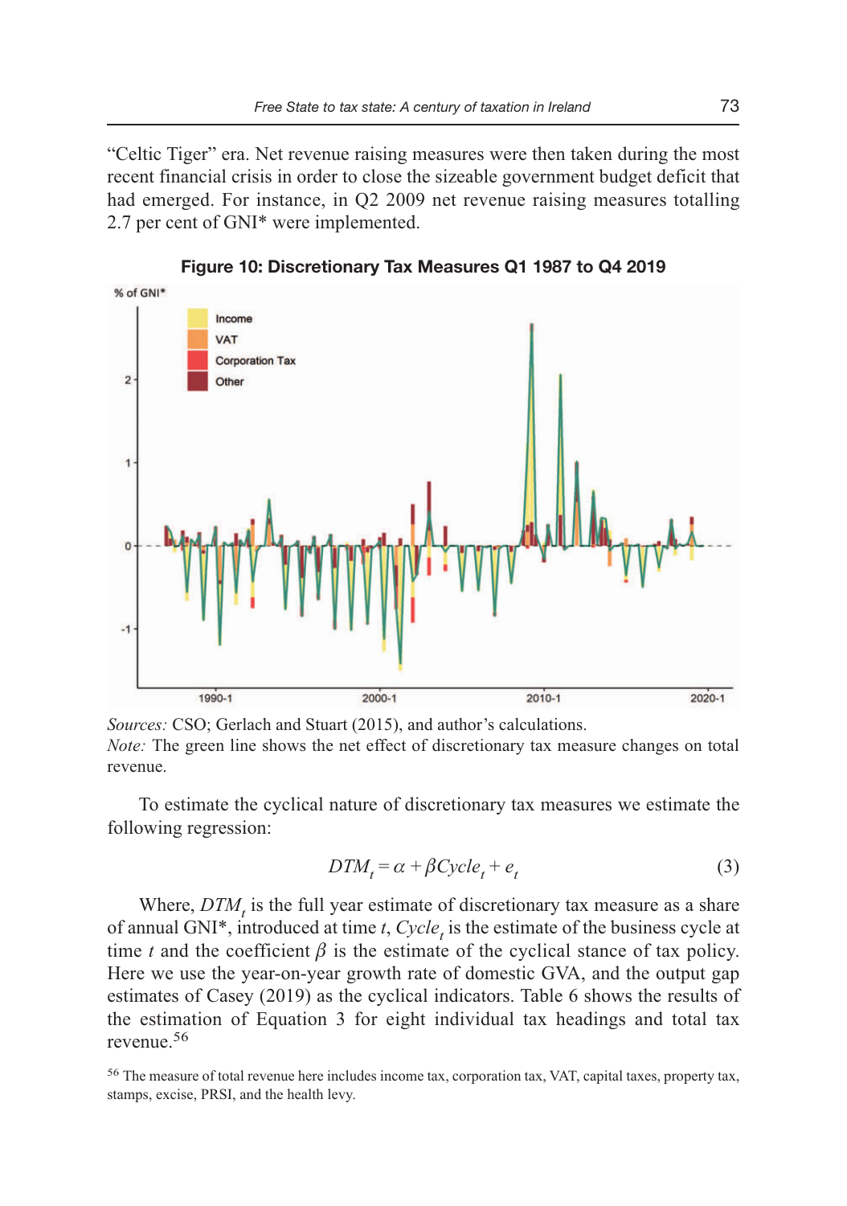"Celtic Tiger" era. Net revenue raising measures were then taken during the most recent financial crisis in order to close the sizeable government budget deficit that had emerged. For instance, in Q2 2009 net revenue raising measures totalling 2.7 per cent of GNI* were implemented.

**Figure 10: Discretionary Tax Measures Q1 1987 to Q4 2019**

*Sources:* CSO; Gerlach and Stuart (2015), and author's calculations.
*Note:* The green line shows the net effect of discretionary tax measure changes on total revenue.

To estimate the cyclical nature of discretionary tax measures we estimate the following regression:

$$DTM_t = \alpha + \beta Cycle_t + e_t \tag{3}$$

Where, $DTM_t$ is the full year estimate of discretionary tax measure as a share of annual GNI*, introduced at time $t$, $Cycle_t$ is the estimate of the business cycle at time $t$ and the coefficient $\beta$ is the estimate of the cyclical stance of tax policy. Here we use the year-on-year growth rate of domestic GVA, and the output gap estimates of Casey (2019) as the cyclical indicators. Table 6 shows the results of the estimation of Equation 3 for eight individual tax headings and total tax revenue.[56]

[56] The measure of total revenue here includes income tax, corporation tax, VAT, capital taxes, property tax, stamps, excise, PRSI, and the health levy.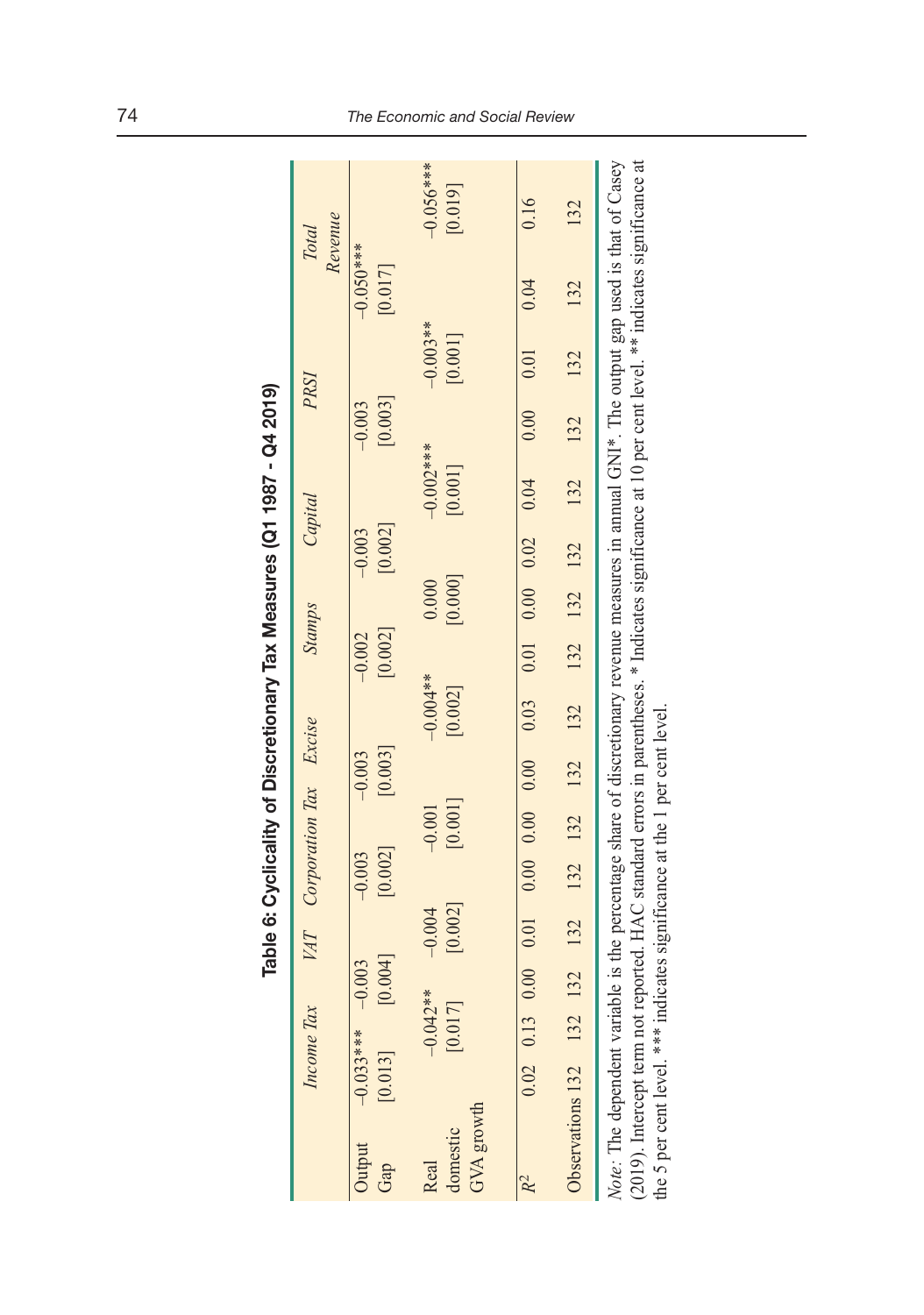**Table 6: Cyclicality of Discretionary Tax Measures (Q1 1987 - Q4 2019)**

| | Income Tax | | VAT | | Corporation Tax | | Excise | | Stamps | | Capital | | PRSI | | Total Revenue | |
|---|---|---|---|---|---|---|---|---|---|---|---|---|---|---|---|---|
| Output Gap | −0.033*** [0.013] | | −0.003 [0.004] | | −0.003 [0.002] | | −0.003 [0.003] | | −0.002 [0.002] | | −0.003 [0.002] | | −0.003 [0.003] | | −0.050*** [0.017] | |
| Real domestic GVA growth | | −0.042** [0.017] | | −0.004 [0.002] | | −0.001 [0.001] | | −0.004** [0.002] | | 0.000 [0.000] | | −0.002*** [0.001] | | −0.003** [0.001] | | −0.056*** [0.019] |
| $R^2$ | 0.02 | 0.13 | 0.00 | 0.01 | 0.00 | 0.00 | 0.00 | 0.03 | 0.01 | 0.00 | 0.02 | 0.04 | 0.00 | 0.01 | 0.04 | 0.16 |
| Observations | 132 | 132 | 132 | 132 | 132 | 132 | 132 | 132 | 132 | 132 | 132 | 132 | 132 | 132 | 132 | 132 |

*Note:* The dependent variable is the percentage share of discretionary revenue measures in annual GNI*. The output gap used is that of Casey (2019). Intercept term not reported. HAC standard errors in parentheses. * Indicates significance at 10 per cent level. ** indicates significance at the 5 per cent level. *** indicates significance at the 1 per cent level.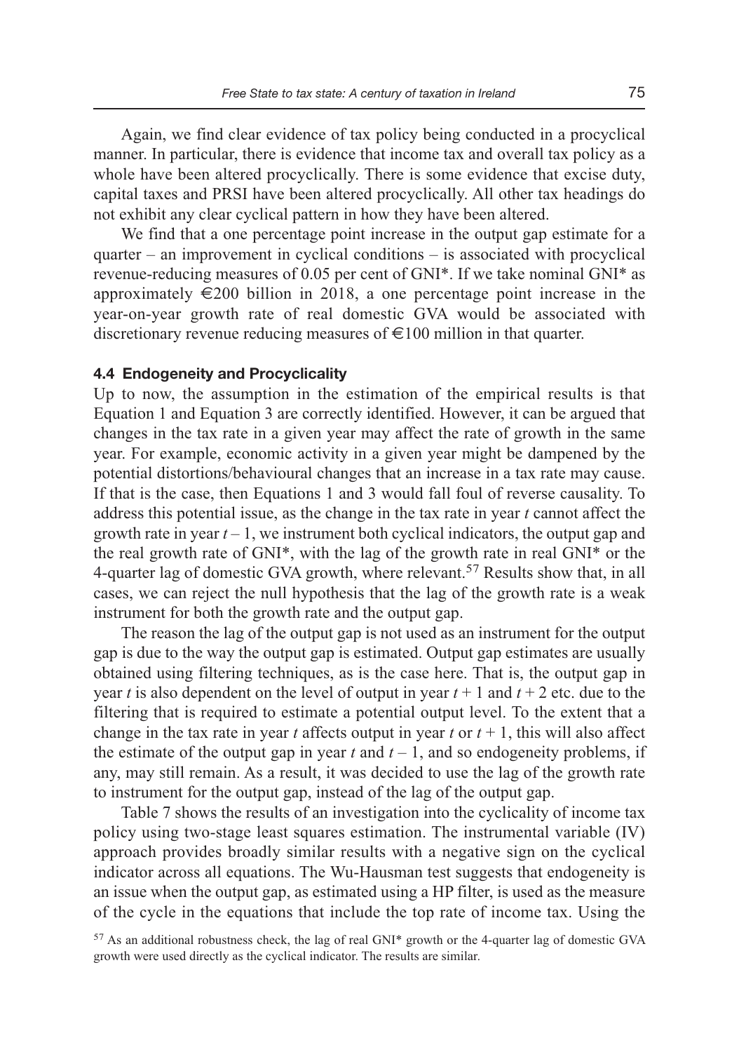Again, we find clear evidence of tax policy being conducted in a procyclical manner. In particular, there is evidence that income tax and overall tax policy as a whole have been altered procyclically. There is some evidence that excise duty, capital taxes and PRSI have been altered procyclically. All other tax headings do not exhibit any clear cyclical pattern in how they have been altered.

We find that a one percentage point increase in the output gap estimate for a quarter – an improvement in cyclical conditions – is associated with procyclical revenue-reducing measures of 0.05 per cent of GNI*. If we take nominal GNI* as approximately €200 billion in 2018, a one percentage point increase in the year-on-year growth rate of real domestic GVA would be associated with discretionary revenue reducing measures of €100 million in that quarter.

#### 4.4 Endogeneity and Procyclicality

Up to now, the assumption in the estimation of the empirical results is that Equation 1 and Equation 3 are correctly identified. However, it can be argued that changes in the tax rate in a given year may affect the rate of growth in the same year. For example, economic activity in a given year might be dampened by the potential distortions/behavioural changes that an increase in a tax rate may cause. If that is the case, then Equations 1 and 3 would fall foul of reverse causality. To address this potential issue, as the change in the tax rate in year $t$ cannot affect the growth rate in year $t-1$, we instrument both cyclical indicators, the output gap and the real growth rate of GNI*, with the lag of the growth rate in real GNI* or the 4-quarter lag of domestic GVA growth, where relevant.[57] Results show that, in all cases, we can reject the null hypothesis that the lag of the growth rate is a weak instrument for both the growth rate and the output gap.

The reason the lag of the output gap is not used as an instrument for the output gap is due to the way the output gap is estimated. Output gap estimates are usually obtained using filtering techniques, as is the case here. That is, the output gap in year $t$ is also dependent on the level of output in year $t+1$ and $t+2$ etc. due to the filtering that is required to estimate a potential output level. To the extent that a change in the tax rate in year $t$ affects output in year $t$ or $t+1$, this will also affect the estimate of the output gap in year $t$ and $t-1$, and so endogeneity problems, if any, may still remain. As a result, it was decided to use the lag of the growth rate to instrument for the output gap, instead of the lag of the output gap.

Table 7 shows the results of an investigation into the cyclicality of income tax policy using two-stage least squares estimation. The instrumental variable (IV) approach provides broadly similar results with a negative sign on the cyclical indicator across all equations. The Wu-Hausman test suggests that endogeneity is an issue when the output gap, as estimated using a HP filter, is used as the measure of the cycle in the equations that include the top rate of income tax. Using the

[57] As an additional robustness check, the lag of real GNI* growth or the 4-quarter lag of domestic GVA growth were used directly as the cyclical indicator. The results are similar.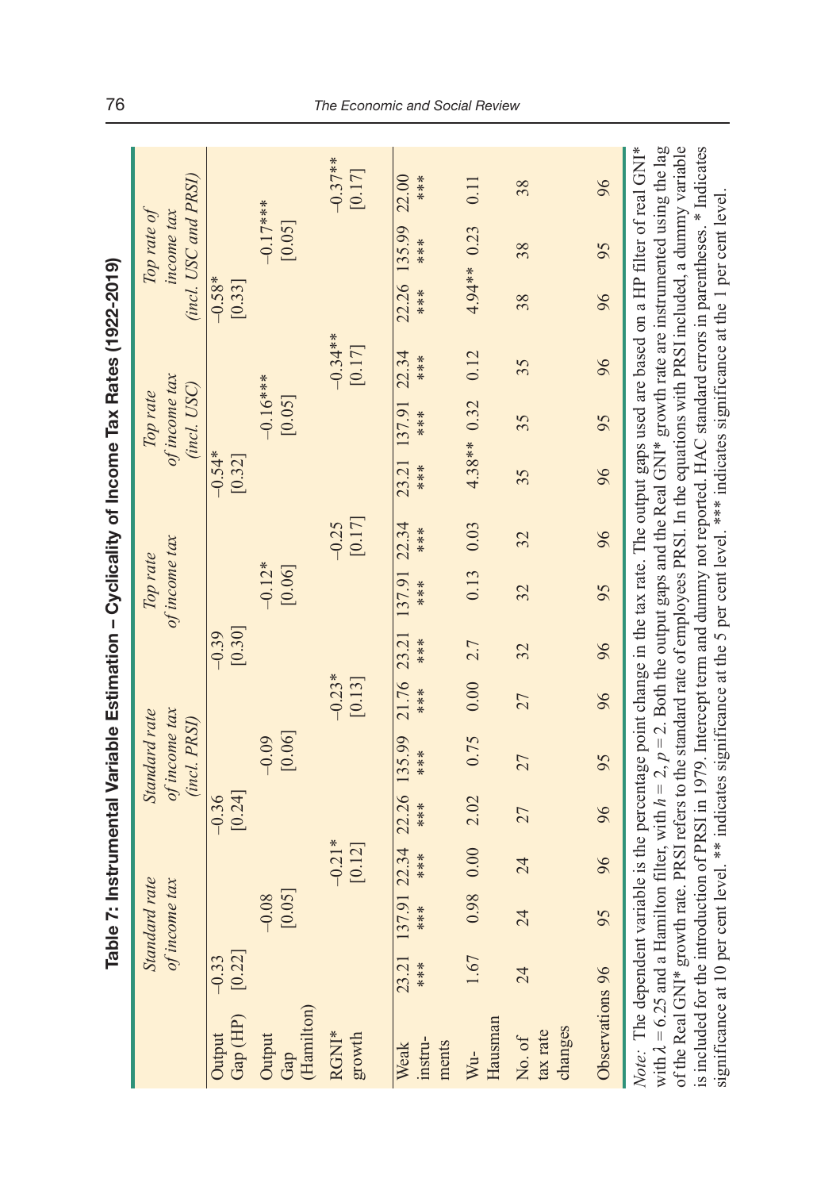**Table 7: Instrumental Variable Estimation – Cyclicality of Income Tax Rates (1922-2019)**

| | *Standard rate of income tax* | | | *Standard rate of income tax (incl. PRSI)* | | | *Top rate of income tax* | | | *Top rate of income tax (incl. USC)* | | | *Top rate of income tax (incl. USC and PRSI)* | | |
|---|---|---|---|---|---|---|---|---|---|---|---|---|---|---|---|
| Output Gap (HP) | −0.33 [0.22] | | | −0.36 [0.24] | | | −0.39 [0.30] | | | −0.54* [0.32] | | | −0.58* [0.33] | | |
| Output Gap (Hamilton) | | −0.08 [0.05] | | | −0.09 [0.06] | | | −0.12* [0.06] | | | −0.16*** [0.05] | | | −0.17*** [0.05] | |
| RGNI* growth | | | −0.21* [0.12] | | | −0.23* [0.13] | | | −0.25 [0.17] | | | −0.34** [0.17] | | | −0.37** [0.17] |
| Weak instruments | 23.21 *** | 137.91 *** | 22.34 *** | 22.26 *** | 135.99 *** | 21.76 *** | 23.21 *** | 137.91 *** | 22.34 *** | 23.21 *** | 137.91 *** | 22.34 *** | 22.26 *** | 135.99 *** | 22.00 *** |
| Wu-Hausman | 1.67 | 0.98 | 0.00 | 2.02 | 0.75 | 0.00 | 2.7 | 0.13 | 0.03 | 4.38** | 0.32 | 0.12 | 4.94** | 0.23 | 0.11 |
| No. of tax rate changes | 24 | 24 | 24 | 27 | 27 | 27 | 32 | 32 | 32 | 35 | 35 | 35 | 38 | 38 | 38 |
| Observations | 96 | 95 | 96 | 96 | 95 | 96 | 96 | 95 | 96 | 96 | 95 | 96 | 96 | 95 | 96 |

*Note*: The dependent variable is the percentage point change in the tax rate. The output gaps used are based on a HP filter of real GNI* with $\lambda = 6.25$ and a Hamilton filter, with $h = 2$, $p = 2$. Both the output gaps and the Real GNI* growth rate are instrumented using the lag of the Real GNI* growth rate. PRSI refers to the standard rate of employees PRSI. In the equations with PRSI included, a dummy variable is included for the introduction of PRSI in 1979. Intercept term and dummy not reported. HAC standard errors in parentheses. * Indicates significance at 10 per cent level. ** indicates significance at the 5 per cent level. *** indicates significance at the 1 per cent level.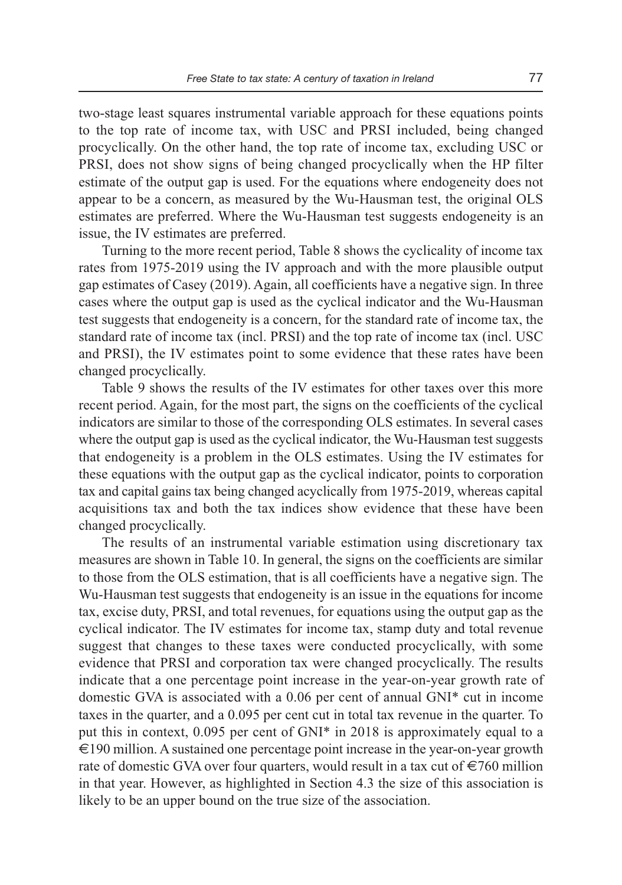two-stage least squares instrumental variable approach for these equations points to the top rate of income tax, with USC and PRSI included, being changed procyclically. On the other hand, the top rate of income tax, excluding USC or PRSI, does not show signs of being changed procyclically when the HP filter estimate of the output gap is used. For the equations where endogeneity does not appear to be a concern, as measured by the Wu-Hausman test, the original OLS estimates are preferred. Where the Wu-Hausman test suggests endogeneity is an issue, the IV estimates are preferred.

Turning to the more recent period, Table 8 shows the cyclicality of income tax rates from 1975-2019 using the IV approach and with the more plausible output gap estimates of Casey (2019). Again, all coefficients have a negative sign. In three cases where the output gap is used as the cyclical indicator and the Wu-Hausman test suggests that endogeneity is a concern, for the standard rate of income tax, the standard rate of income tax (incl. PRSI) and the top rate of income tax (incl. USC and PRSI), the IV estimates point to some evidence that these rates have been changed procyclically.

Table 9 shows the results of the IV estimates for other taxes over this more recent period. Again, for the most part, the signs on the coefficients of the cyclical indicators are similar to those of the corresponding OLS estimates. In several cases where the output gap is used as the cyclical indicator, the Wu-Hausman test suggests that endogeneity is a problem in the OLS estimates. Using the IV estimates for these equations with the output gap as the cyclical indicator, points to corporation tax and capital gains tax being changed acyclically from 1975-2019, whereas capital acquisitions tax and both the tax indices show evidence that these have been changed procyclically.

The results of an instrumental variable estimation using discretionary tax measures are shown in Table 10. In general, the signs on the coefficients are similar to those from the OLS estimation, that is all coefficients have a negative sign. The Wu-Hausman test suggests that endogeneity is an issue in the equations for income tax, excise duty, PRSI, and total revenues, for equations using the output gap as the cyclical indicator. The IV estimates for income tax, stamp duty and total revenue suggest that changes to these taxes were conducted procyclically, with some evidence that PRSI and corporation tax were changed procyclically. The results indicate that a one percentage point increase in the year-on-year growth rate of domestic GVA is associated with a 0.06 per cent of annual GNI* cut in income taxes in the quarter, and a 0.095 per cent cut in total tax revenue in the quarter. To put this in context, 0.095 per cent of GNI* in 2018 is approximately equal to a €190 million. A sustained one percentage point increase in the year-on-year growth rate of domestic GVA over four quarters, would result in a tax cut of €760 million in that year. However, as highlighted in Section 4.3 the size of this association is likely to be an upper bound on the true size of the association.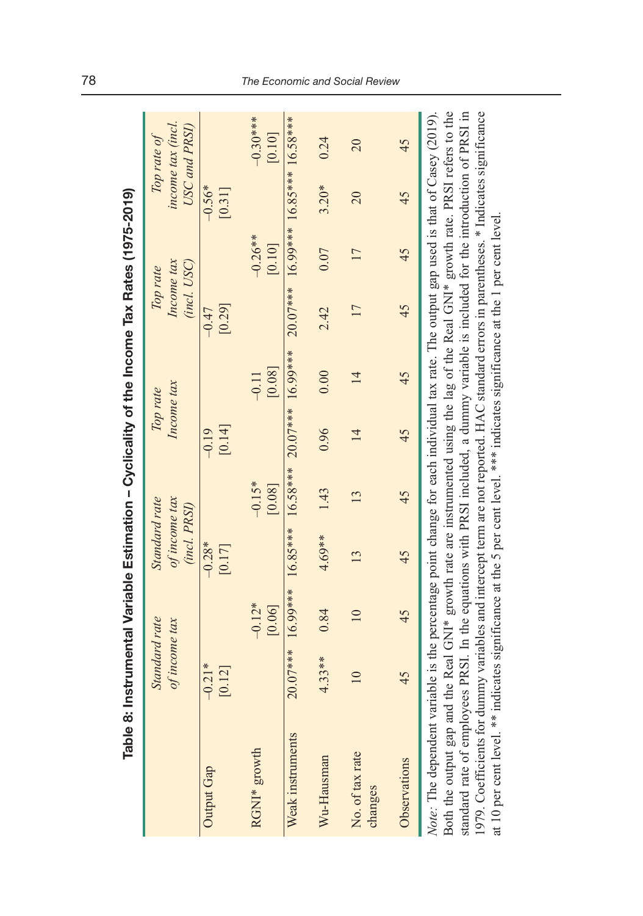**Table 8: Instrumental Variable Estimation – Cyclicality of the Income Tax Rates (1975-2019)**

| | *Standard rate of income tax* | | *Standard rate of income tax (incl. PRSI)* | | *Top rate Income tax* | | *Top rate Income tax (incl. USC)* | | *Top rate of income tax (incl. USC and PRSI)* | |
|---|---|---|---|---|---|---|---|---|---|---|
| Output Gap | −0.21* [0.12] | | −0.28* [0.17] | | −0.19 [0.14] | | −0.47 [0.29] | | −0.56* [0.31] | |
| RGNI* growth | | −0.12* [0.06] | | −0.15* [0.08] | | −0.11 [0.08] | | −0.26** [0.10] | | −0.30*** [0.10] |
| Weak instruments | 20.07*** | 16.99*** | 16.85*** | 16.58*** | 20.07*** | 16.99*** | 20.07*** | 16.99*** | 16.85*** | 16.58*** |
| Wu-Hausman | 4.33** | 0.84 | 4.69** | 1.43 | 0.96 | 0.00 | 2.42 | 0.07 | 3.20* | 0.24 |
| No. of tax rate changes | 10 | 10 | 13 | 13 | 14 | 14 | 17 | 17 | 20 | 20 |
| Observations | 45 | 45 | 45 | 45 | 45 | 45 | 45 | 45 | 45 | 45 |

*Note:* The dependent variable is the percentage point change for each individual tax rate. The output gap used is that of Casey (2019). Both the output gap and the Real GNI* growth rate are instrumented using the lag of the Real GNI* growth rate. PRSI refers to the standard rate of employees PRSI. In the equations with PRSI included, a dummy variable is included for the introduction of PRSI in 1979. Coefficients for dummy variables and intercept term are not reported. HAC standard errors in parentheses. * Indicates significance at 10 per cent level. ** indicates significance at the 5 per cent level. *** indicates significance at the 1 per cent level.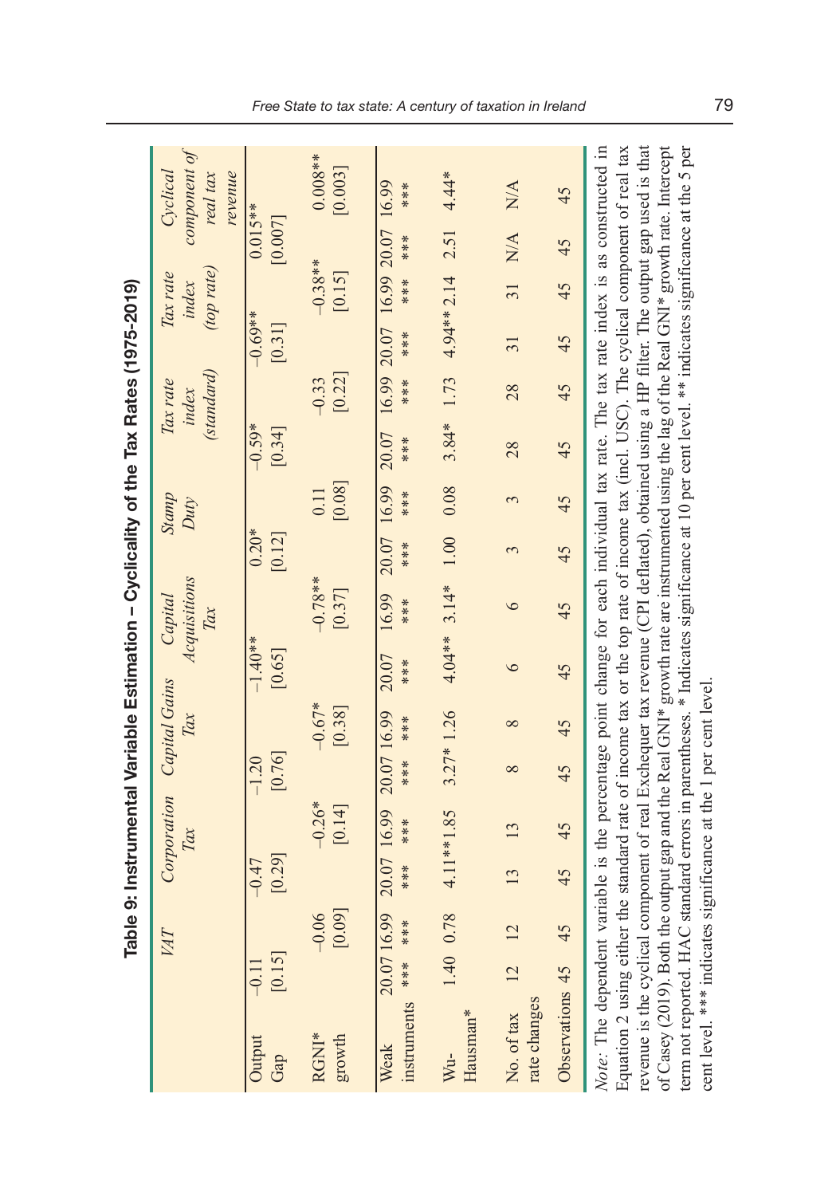**Table 9: Instrumental Variable Estimation – Cyclicality of the Tax Rates (1975-2019)**

| | *VAT* | | *Corporation Tax* | | *Capital Gains Tax* | | *Capital Acquisitions Tax* | | *Stamp Duty* | | *Tax rate index (standard)* | | *Tax rate index (top rate)* | | *Cyclical component of real tax revenue* | |
|---|---|---|---|---|---|---|---|---|---|---|---|---|---|---|---|---|
| Output Gap | −0.11 [0.15] | | −0.47 [0.29] | | −1.20 [0.76] | | −1.40** [0.65] | | 0.20* [0.12] | | −0.59* [0.34] | | −0.69** [0.31] | | 0.015** [0.007] | |
| RGNI* growth | | −0.06 [0.09] | | −0.26* [0.14] | | −0.67* [0.38] | | −0.78** [0.37] | | 0.11 [0.08] | | −0.33 [0.22] | | −0.38** [0.15] | | 0.008** [0.003] |
| Weak instruments | 20.07 *** | 16.99 *** | 20.07 *** | 16.99 *** | 20.07 *** | 16.99 *** | 20.07 *** | 16.99 *** | 20.07 *** | 16.99 *** | 20.07 *** | 16.99 *** | 20.07 *** | 16.99 *** | 20.07 *** | 16.99 *** |
| Wu-Hausman* | 1.40 | 0.78 | 4.11** | 1.85 | 3.27* | 1.26 | 4.04** | 3.14* | 1.00 | 0.08 | 3.84* | 1.73 | 4.94** | 2.14 | 2.51 | 4.44* |
| No. of tax rate changes | 12 | 12 | 13 | 13 | 8 | 8 | 6 | 6 | 3 | 3 | 28 | 28 | 31 | 31 | N/A | N/A |
| Observations | 45 | 45 | 45 | 45 | 45 | 45 | 45 | 45 | 45 | 45 | 45 | 45 | 45 | 45 | 45 | 45 |

*Note*: The dependent variable is the percentage point change for each individual tax rate. The tax rate index is as constructed in Equation 2 using either the standard rate of income tax or the top rate of income tax (incl. USC). The cyclical component of real tax revenue is the cyclical component of real Exchequer tax revenue (CPI deflated), obtained using a HP filter. The output gap used is that of Casey (2019). Both the output gap and the Real GNI* growth rate are instrumented using the lag of the Real GNI* growth rate. Intercept term not reported. HAC standard errors in parentheses. * Indicates significance at 10 per cent level. ** indicates significance at the 5 per cent level. *** indicates significance at the 1 per cent level.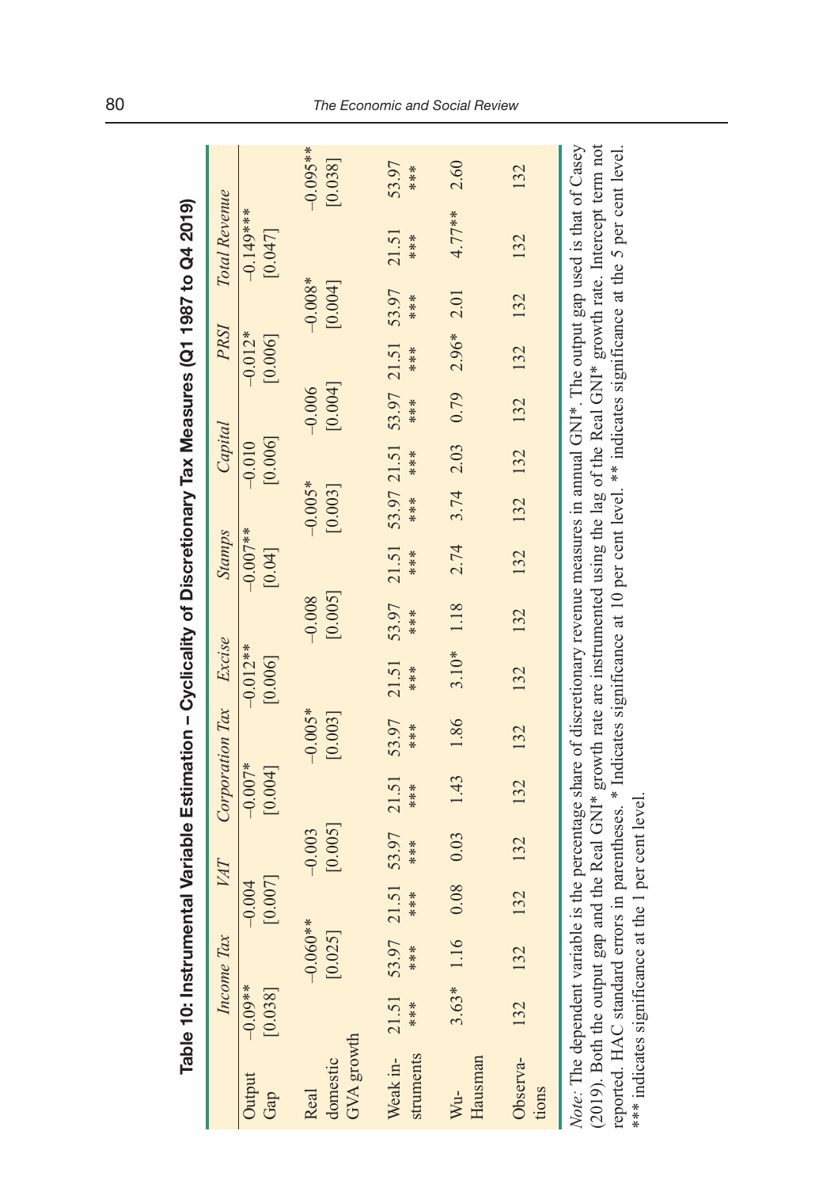## Table 10: Instrumental Variable Estimation – Cyclicality of Discretionary Tax Measures (Q1 1987 to Q4 2019)

| | *Income Tax* | | *VAT* | | *Corporation Tax* | | *Excise* | | *Stamps* | | *Capital* | | *PRSI* | | *Total Revenue* | |
|---|---|---|---|---|---|---|---|---|---|---|---|---|---|---|---|---|
| Output Gap | −0.09** [0.038] | | −0.004 [0.007] | | −0.007* [0.004] | | −0.012** [0.006] | | −0.007** [0.04] | | −0.010 [0.006] | | −0.012* [0.006] | | −0.149*** [0.047] | |
| Real domestic GVA growth | | −0.060** [0.025] | | −0.003 [0.005] | | −0.005* [0.003] | | −0.008 [0.005] | | −0.005* [0.003] | | −0.006 [0.004] | | −0.008* [0.004] | | −0.095** [0.038] |
| Weak instruments | 21.51 *** | 53.97 *** | 21.51 *** | 53.97 *** | 21.51 *** | 53.97 *** | 21.51 *** | 53.97 *** | 21.51 *** | 53.97 *** | 21.51 *** | 53.97 *** | 21.51 *** | 53.97 *** | 21.51 *** | 53.97 *** |
| Wu-Hausman | 3.63* | 1.16 | 0.08 | 0.03 | 1.43 | 1.86 | 3.10* | 1.18 | 2.74 | 3.74 | 2.03 | 0.79 | 2.96* | 2.01 | 4.77** | 2.60 |
| Observations | 132 | 132 | 132 | 132 | 132 | 132 | 132 | 132 | 132 | 132 | 132 | 132 | 132 | 132 | 132 | 132 |

*Note:* The dependent variable is the percentage share of discretionary revenue measures in annual GNI*. The output gap used is that of Casey (2019). Both the output gap and the Real GNI* growth rate are instrumented using the lag of the Real GNI* growth rate. Intercept term not reported. HAC standard errors in parentheses. * Indicates significance at 10 per cent level. ** indicates significance at the 5 per cent level. *** indicates significance at the 1 per cent level.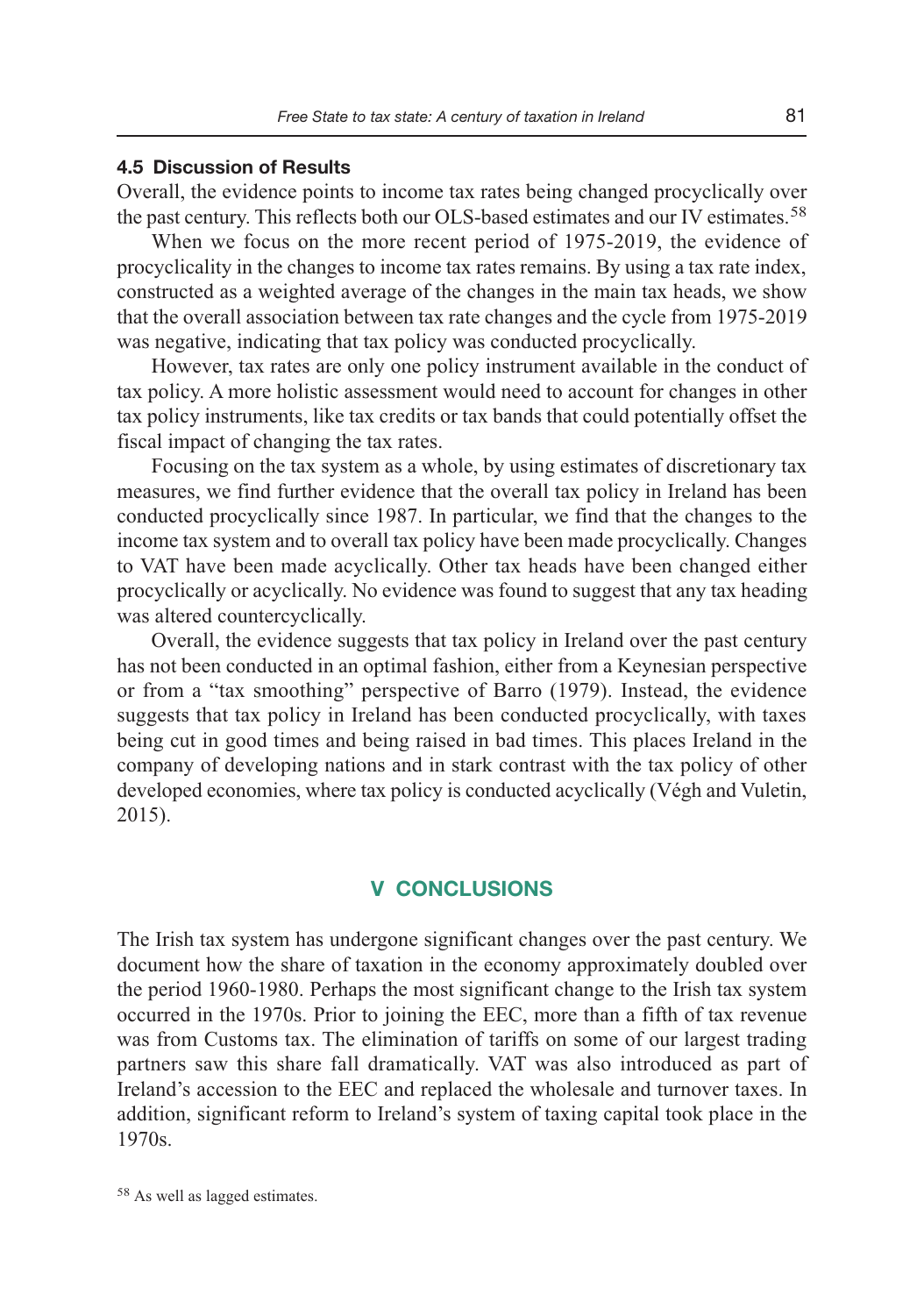### 4.5 Discussion of Results

Overall, the evidence points to income tax rates being changed procyclically over the past century. This reflects both our OLS-based estimates and our IV estimates.[58]

When we focus on the more recent period of 1975-2019, the evidence of procyclicality in the changes to income tax rates remains. By using a tax rate index, constructed as a weighted average of the changes in the main tax heads, we show that the overall association between tax rate changes and the cycle from 1975-2019 was negative, indicating that tax policy was conducted procyclically.

However, tax rates are only one policy instrument available in the conduct of tax policy. A more holistic assessment would need to account for changes in other tax policy instruments, like tax credits or tax bands that could potentially offset the fiscal impact of changing the tax rates.

Focusing on the tax system as a whole, by using estimates of discretionary tax measures, we find further evidence that the overall tax policy in Ireland has been conducted procyclically since 1987. In particular, we find that the changes to the income tax system and to overall tax policy have been made procyclically. Changes to VAT have been made acyclically. Other tax heads have been changed either procyclically or acyclically. No evidence was found to suggest that any tax heading was altered countercyclically.

Overall, the evidence suggests that tax policy in Ireland over the past century has not been conducted in an optimal fashion, either from a Keynesian perspective or from a "tax smoothing" perspective of Barro (1979). Instead, the evidence suggests that tax policy in Ireland has been conducted procyclically, with taxes being cut in good times and being raised in bad times. This places Ireland in the company of developing nations and in stark contrast with the tax policy of other developed economies, where tax policy is conducted acyclically (Végh and Vuletin, 2015).

## V CONCLUSIONS

The Irish tax system has undergone significant changes over the past century. We document how the share of taxation in the economy approximately doubled over the period 1960-1980. Perhaps the most significant change to the Irish tax system occurred in the 1970s. Prior to joining the EEC, more than a fifth of tax revenue was from Customs tax. The elimination of tariffs on some of our largest trading partners saw this share fall dramatically. VAT was also introduced as part of Ireland's accession to the EEC and replaced the wholesale and turnover taxes. In addition, significant reform to Ireland's system of taxing capital took place in the 1970s.

[58] As well as lagged estimates.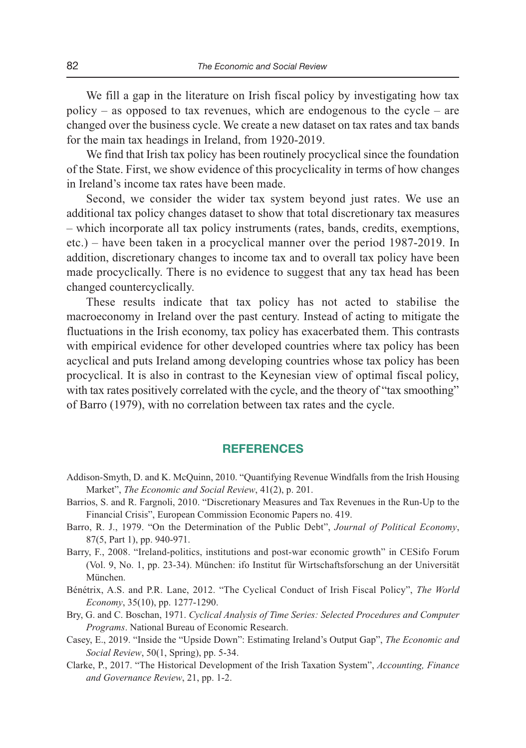We fill a gap in the literature on Irish fiscal policy by investigating how tax policy – as opposed to tax revenues, which are endogenous to the cycle – are changed over the business cycle. We create a new dataset on tax rates and tax bands for the main tax headings in Ireland, from 1920-2019.

We find that Irish tax policy has been routinely procyclical since the foundation of the State. First, we show evidence of this procyclicality in terms of how changes in Ireland's income tax rates have been made.

Second, we consider the wider tax system beyond just rates. We use an additional tax policy changes dataset to show that total discretionary tax measures – which incorporate all tax policy instruments (rates, bands, credits, exemptions, etc.) – have been taken in a procyclical manner over the period 1987-2019. In addition, discretionary changes to income tax and to overall tax policy have been made procyclically. There is no evidence to suggest that any tax head has been changed countercyclically.

These results indicate that tax policy has not acted to stabilise the macroeconomy in Ireland over the past century. Instead of acting to mitigate the fluctuations in the Irish economy, tax policy has exacerbated them. This contrasts with empirical evidence for other developed countries where tax policy has been acyclical and puts Ireland among developing countries whose tax policy has been procyclical. It is also in contrast to the Keynesian view of optimal fiscal policy, with tax rates positively correlated with the cycle, and the theory of "tax smoothing" of Barro (1979), with no correlation between tax rates and the cycle.

## REFERENCES

Addison-Smyth, D. and K. McQuinn, 2010. "Quantifying Revenue Windfalls from the Irish Housing Market", *The Economic and Social Review*, 41(2), p. 201.

Barrios, S. and R. Fargnoli, 2010. "Discretionary Measures and Tax Revenues in the Run-Up to the Financial Crisis", European Commission Economic Papers no. 419.

Barro, R. J., 1979. "On the Determination of the Public Debt", *Journal of Political Economy*, 87(5, Part 1), pp. 940-971.

Barry, F., 2008. "Ireland-politics, institutions and post-war economic growth" in CESifo Forum (Vol. 9, No. 1, pp. 23-34). München: ifo Institut für Wirtschaftsforschung an der Universität München.

Bénétrix, A.S. and P.R. Lane, 2012. "The Cyclical Conduct of Irish Fiscal Policy", *The World Economy*, 35(10), pp. 1277-1290.

Bry, G. and C. Boschan, 1971. *Cyclical Analysis of Time Series: Selected Procedures and Computer Programs*. National Bureau of Economic Research.

Casey, E., 2019. "Inside the "Upside Down": Estimating Ireland's Output Gap", *The Economic and Social Review*, 50(1, Spring), pp. 5-34.

Clarke, P., 2017. "The Historical Development of the Irish Taxation System", *Accounting, Finance and Governance Review*, 21, pp. 1-2.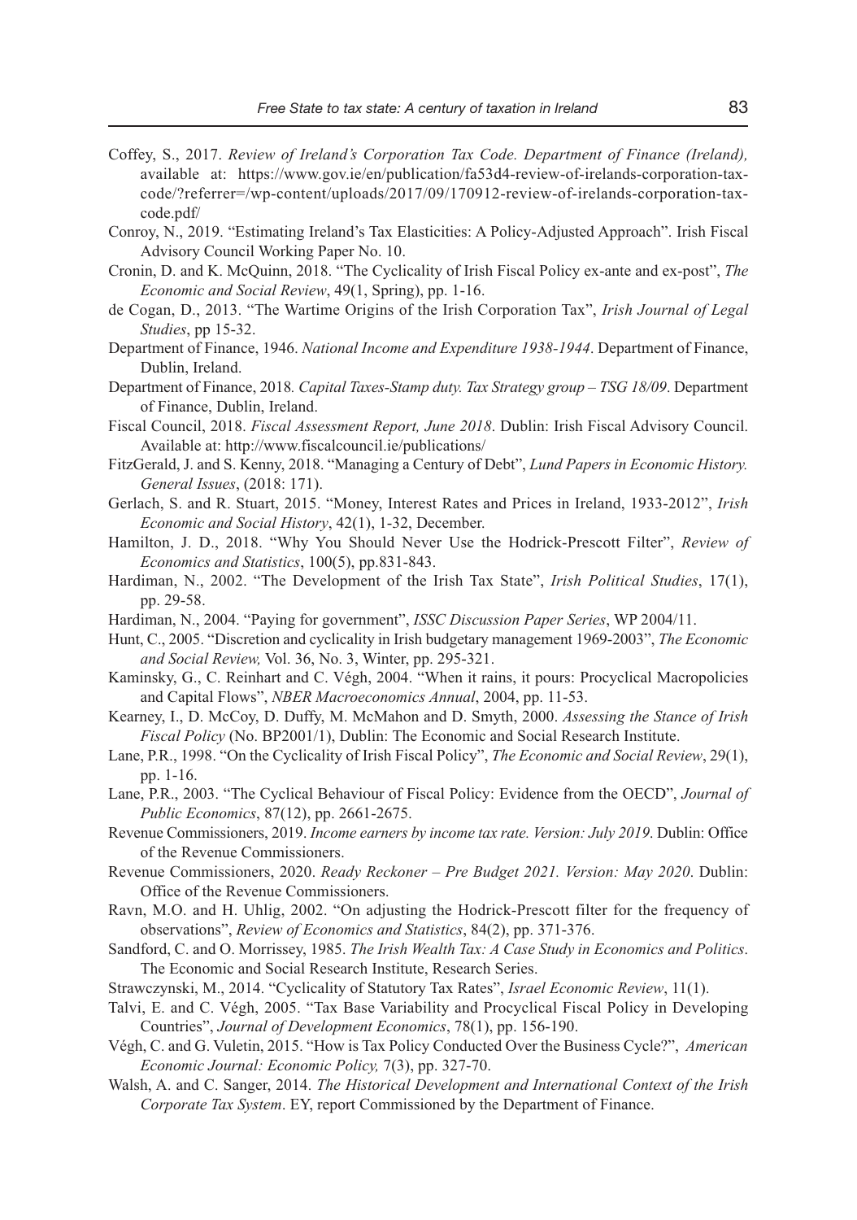Coffey, S., 2017. *Review of Ireland's Corporation Tax Code. Department of Finance (Ireland),* available at: https://www.gov.ie/en/publication/fa53d4-review-of-irelands-corporation-tax-code/?referrer=/wp-content/uploads/2017/09/170912-review-of-irelands-corporation-tax-code.pdf/

Conroy, N., 2019. "Estimating Ireland's Tax Elasticities: A Policy-Adjusted Approach". Irish Fiscal Advisory Council Working Paper No. 10.

Cronin, D. and K. McQuinn, 2018. "The Cyclicality of Irish Fiscal Policy ex-ante and ex-post", *The Economic and Social Review*, 49(1, Spring), pp. 1-16.

de Cogan, D., 2013. "The Wartime Origins of the Irish Corporation Tax", *Irish Journal of Legal Studies*, pp 15-32.

Department of Finance, 1946. *National Income and Expenditure 1938-1944*. Department of Finance, Dublin, Ireland.

Department of Finance, 2018*. Capital Taxes-Stamp duty. Tax Strategy group – TSG 18/09*. Department of Finance, Dublin, Ireland.

Fiscal Council, 2018. *Fiscal Assessment Report, June 2018*. Dublin: Irish Fiscal Advisory Council. Available at: http://www.fiscalcouncil.ie/publications/

FitzGerald, J. and S. Kenny, 2018. "Managing a Century of Debt", *Lund Papers in Economic History. General Issues*, (2018: 171).

Gerlach, S. and R. Stuart, 2015. "Money, Interest Rates and Prices in Ireland, 1933-2012", *Irish Economic and Social History*, 42(1), 1-32, December.

Hamilton, J. D., 2018. "Why You Should Never Use the Hodrick-Prescott Filter", *Review of Economics and Statistics*, 100(5), pp.831-843.

Hardiman, N., 2002. "The Development of the Irish Tax State", *Irish Political Studies*, 17(1), pp. 29-58.

Hardiman, N., 2004. "Paying for government", *ISSC Discussion Paper Series*, WP 2004/11.

Hunt, C., 2005. "Discretion and cyclicality in Irish budgetary management 1969-2003", *The Economic and Social Review,* Vol. 36, No. 3, Winter, pp. 295-321.

Kaminsky, G., C. Reinhart and C. Végh, 2004. "When it rains, it pours: Procyclical Macropolicies and Capital Flows", *NBER Macroeconomics Annual*, 2004, pp. 11-53.

Kearney, I., D. McCoy, D. Duffy, M. McMahon and D. Smyth, 2000. *Assessing the Stance of Irish Fiscal Policy* (No. BP2001/1), Dublin: The Economic and Social Research Institute.

Lane, P.R., 1998. "On the Cyclicality of Irish Fiscal Policy", *The Economic and Social Review*, 29(1), pp. 1-16.

Lane, P.R., 2003. "The Cyclical Behaviour of Fiscal Policy: Evidence from the OECD", *Journal of Public Economics*, 87(12), pp. 2661-2675.

Revenue Commissioners, 2019. *Income earners by income tax rate. Version: July 2019*. Dublin: Office of the Revenue Commissioners.

Revenue Commissioners, 2020. *Ready Reckoner – Pre Budget 2021. Version: May 2020*. Dublin: Office of the Revenue Commissioners.

Ravn, M.O. and H. Uhlig, 2002. "On adjusting the Hodrick-Prescott filter for the frequency of observations", *Review of Economics and Statistics*, 84(2), pp. 371-376.

Sandford, C. and O. Morrissey, 1985. *The Irish Wealth Tax: A Case Study in Economics and Politics*. The Economic and Social Research Institute, Research Series.

Strawczynski, M., 2014. "Cyclicality of Statutory Tax Rates", *Israel Economic Review*, 11(1).

Talvi, E. and C. Végh, 2005. "Tax Base Variability and Procyclical Fiscal Policy in Developing Countries", *Journal of Development Economics*, 78(1), pp. 156-190.

Végh, C. and G. Vuletin, 2015. "How is Tax Policy Conducted Over the Business Cycle?", *American Economic Journal: Economic Policy,* 7(3), pp. 327-70.

Walsh, A. and C. Sanger, 2014. *The Historical Development and International Context of the Irish Corporate Tax System*. EY, report Commissioned by the Department of Finance.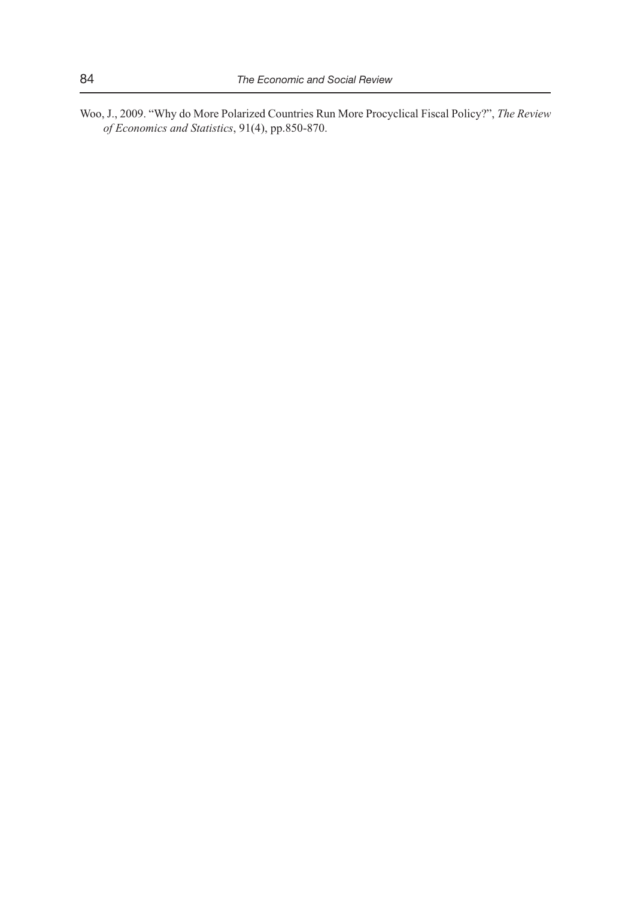Woo, J., 2009. "Why do More Polarized Countries Run More Procyclical Fiscal Policy?", *The Review of Economics and Statistics*, 91(4), pp.850-870.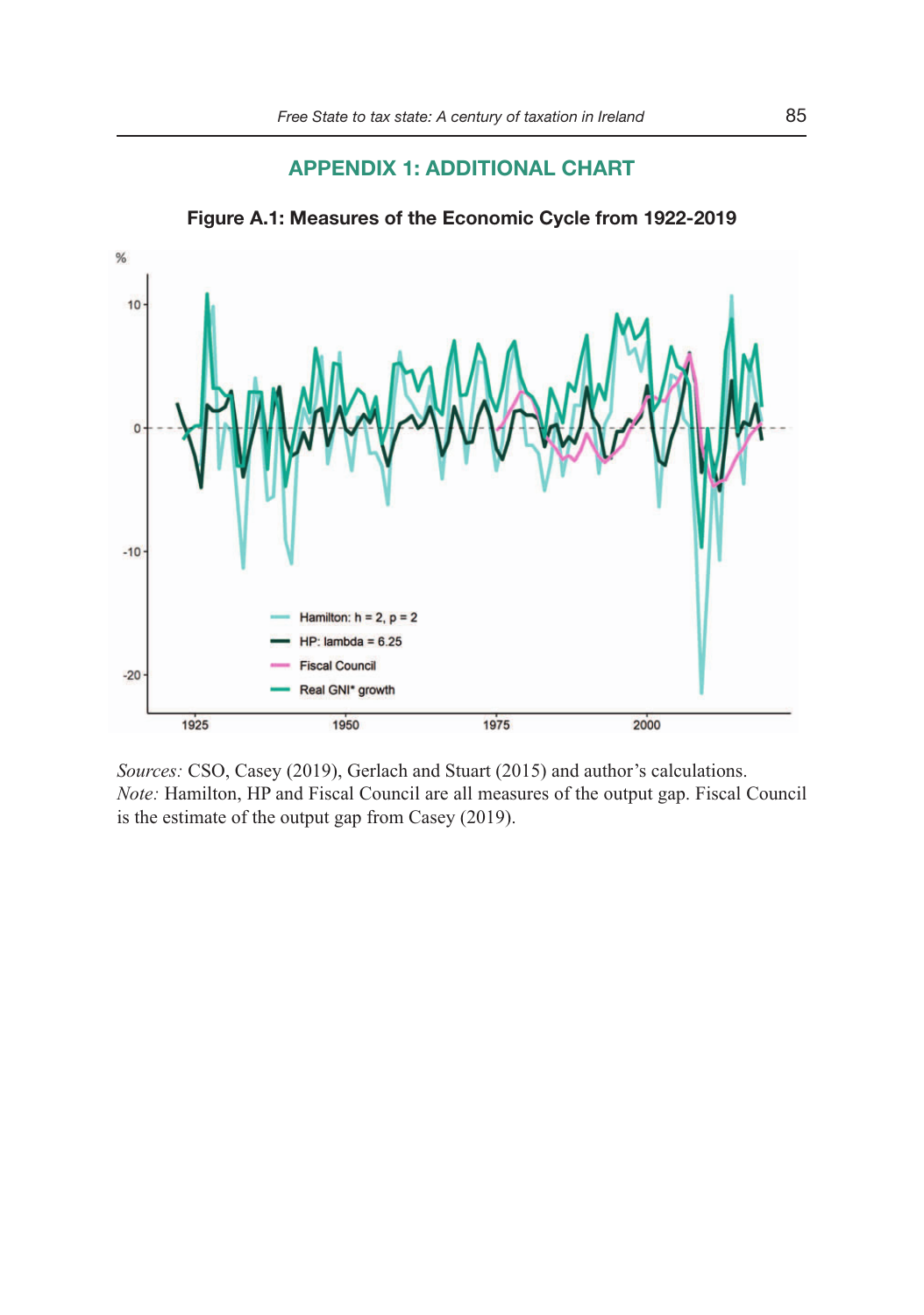## APPENDIX 1: ADDITIONAL CHART

**Figure A.1: Measures of the Economic Cycle from 1922-2019**

%

10

0

-10

-20

1925

1950

1975

2000

Hamilton: h = 2, p = 2

HP: lambda = 6.25

Fiscal Council

Real GNI* growth

*Sources:* CSO, Casey (2019), Gerlach and Stuart (2015) and author's calculations.
*Note:* Hamilton, HP and Fiscal Council are all measures of the output gap. Fiscal Council is the estimate of the output gap from Casey (2019).